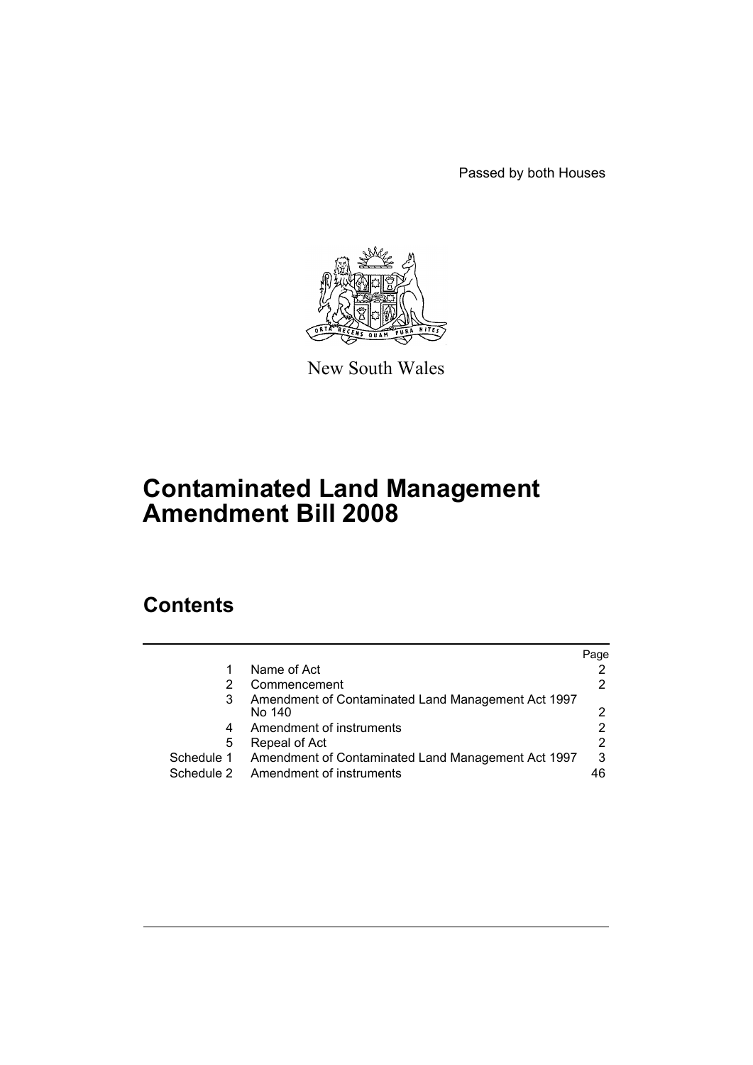Passed by both Houses

New South Wales

# Contaminated Land Management Amendment Bill 2008

## Contents

| | | Page |
|---|---|---|
| 1 | Name of Act | 2 |
| 2 | Commencement | 2 |
| 3 | Amendment of Contaminated Land Management Act 1997 No 140 | 2 |
| 4 | Amendment of instruments | 2 |
| 5 | Repeal of Act | 2 |
| Schedule 1 | Amendment of Contaminated Land Management Act 1997 | 3 |
| Schedule 2 | Amendment of instruments | 46 |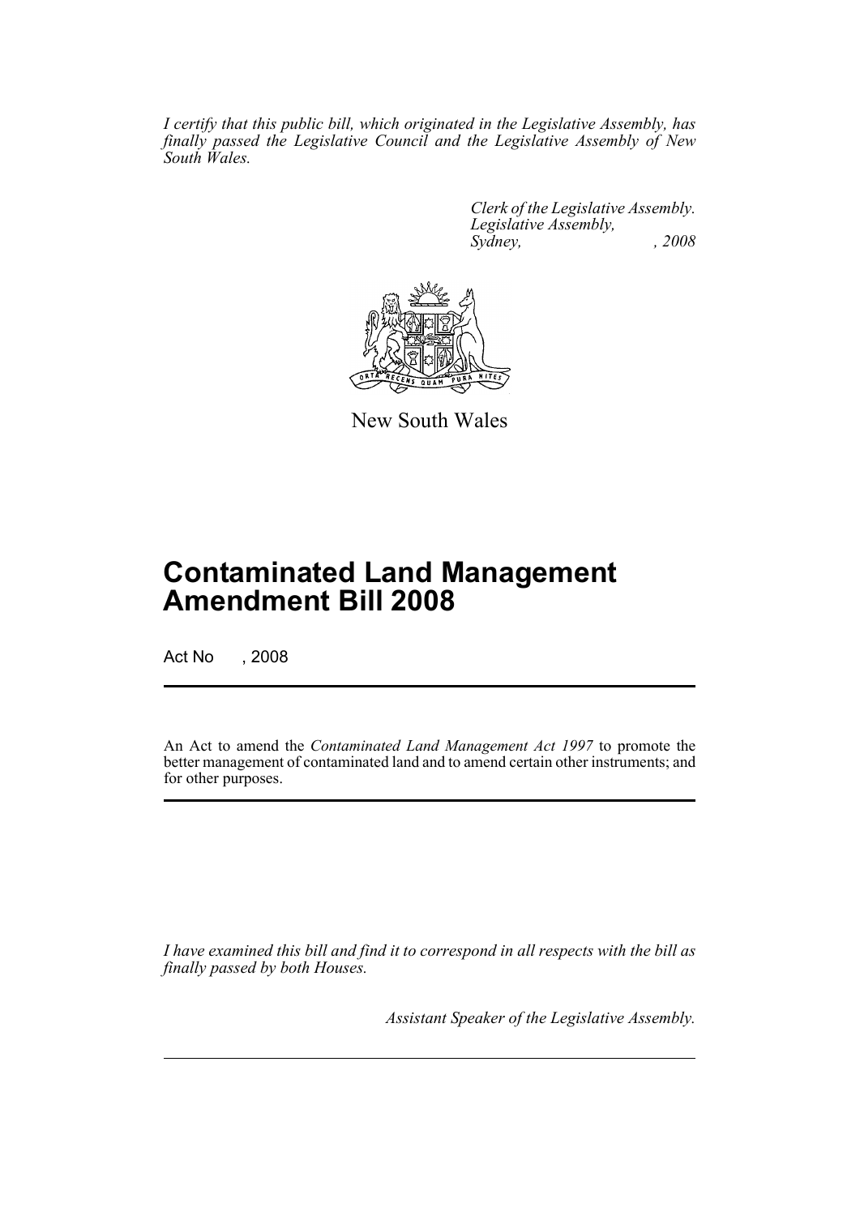*I certify that this public bill, which originated in the Legislative Assembly, has finally passed the Legislative Council and the Legislative Assembly of New South Wales.*

*Clerk of the Legislative Assembly.*
*Legislative Assembly,*
*Sydney, , 2008*

New South Wales

# Contaminated Land Management Amendment Bill 2008

Act No , 2008

An Act to amend the *Contaminated Land Management Act 1997* to promote the better management of contaminated land and to amend certain other instruments; and for other purposes.

*I have examined this bill and find it to correspond in all respects with the bill as finally passed by both Houses.*

*Assistant Speaker of the Legislative Assembly.*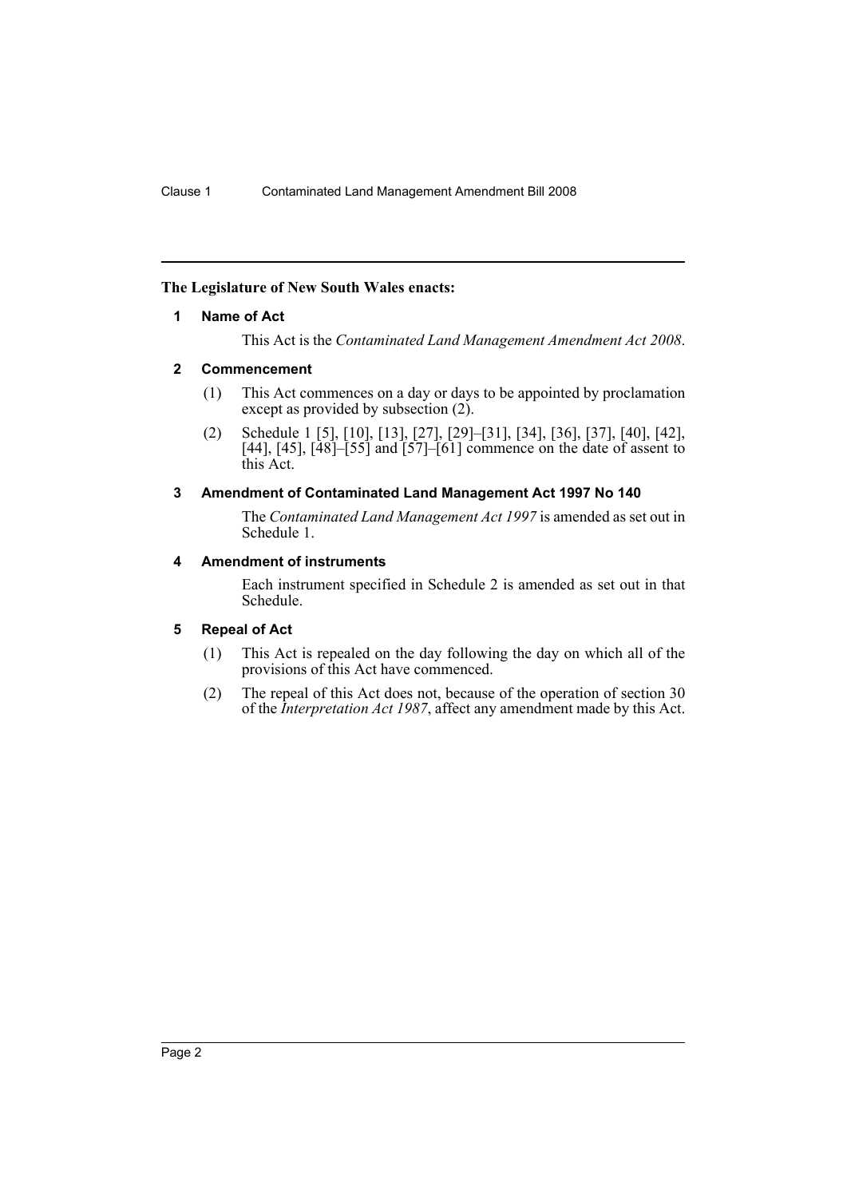**The Legislature of New South Wales enacts:**

## 1 Name of Act

This Act is the *Contaminated Land Management Amendment Act 2008*.

## 2 Commencement

(1) This Act commences on a day or days to be appointed by proclamation except as provided by subsection (2).

(2) Schedule 1 [5], [10], [13], [27], [29]–[31], [34], [36], [37], [40], [42], [44], [45], [48]–[55] and [57]–[61] commence on the date of assent to this Act.

## 3 Amendment of Contaminated Land Management Act 1997 No 140

The *Contaminated Land Management Act 1997* is amended as set out in Schedule 1.

## 4 Amendment of instruments

Each instrument specified in Schedule 2 is amended as set out in that Schedule.

## 5 Repeal of Act

(1) This Act is repealed on the day following the day on which all of the provisions of this Act have commenced.

(2) The repeal of this Act does not, because of the operation of section 30 of the *Interpretation Act 1987*, affect any amendment made by this Act.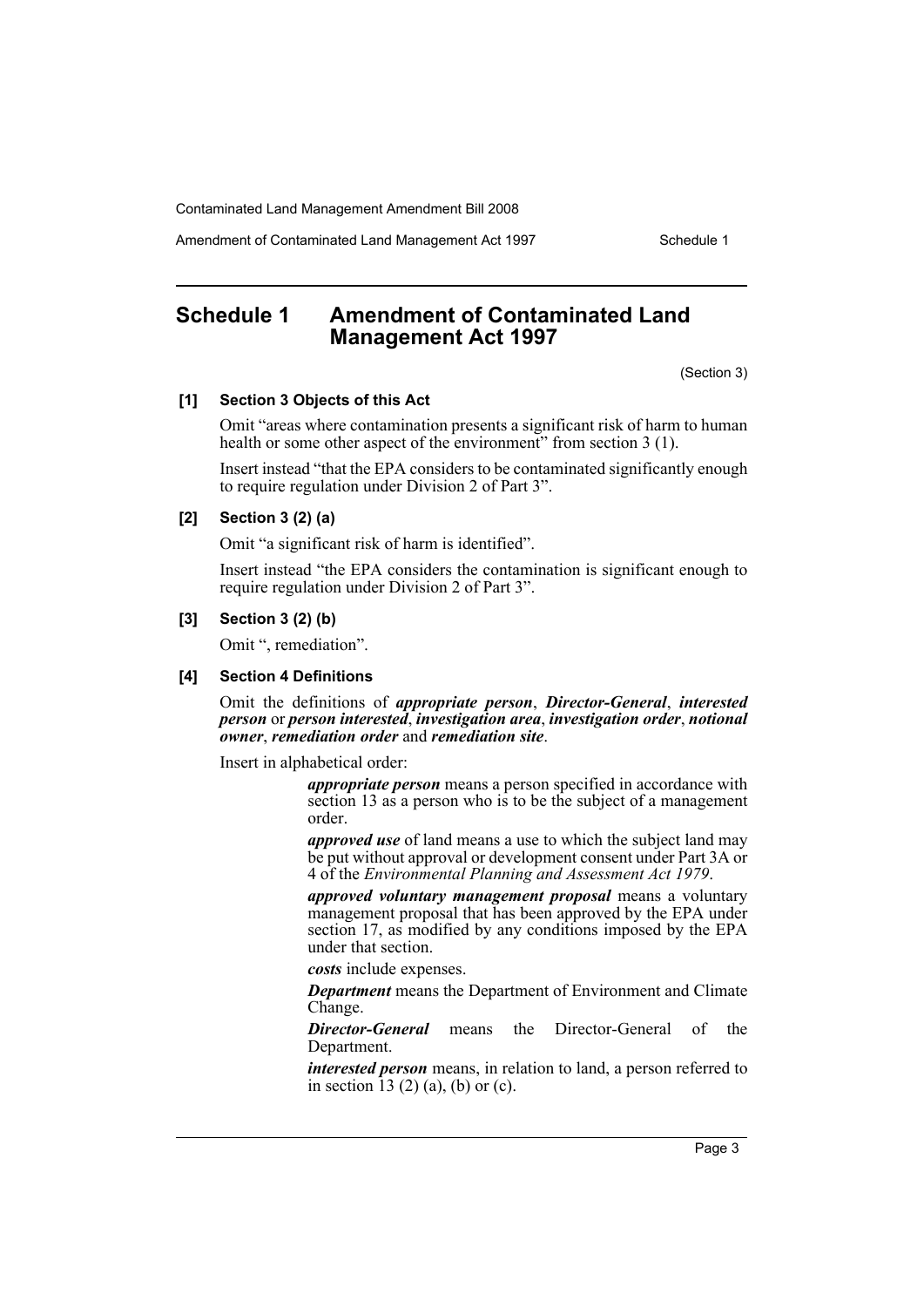## Schedule 1 Amendment of Contaminated Land Management Act 1997

(Section 3)

**[1] Section 3 Objects of this Act**

Omit "areas where contamination presents a significant risk of harm to human health or some other aspect of the environment" from section 3 (1).

Insert instead "that the EPA considers to be contaminated significantly enough to require regulation under Division 2 of Part 3".

**[2] Section 3 (2) (a)**

Omit "a significant risk of harm is identified".

Insert instead "the EPA considers the contamination is significant enough to require regulation under Division 2 of Part 3".

**[3] Section 3 (2) (b)**

Omit ", remediation".

**[4] Section 4 Definitions**

Omit the definitions of ***appropriate person***, ***Director-General***, ***interested person*** or ***person interested***, ***investigation area***, ***investigation order***, ***notional owner***, ***remediation order*** and ***remediation site***.

Insert in alphabetical order:

> ***appropriate person*** means a person specified in accordance with section 13 as a person who is to be the subject of a management order.
>
> ***approved use*** of land means a use to which the subject land may be put without approval or development consent under Part 3A or 4 of the *Environmental Planning and Assessment Act 1979*.
>
> ***approved voluntary management proposal*** means a voluntary management proposal that has been approved by the EPA under section 17, as modified by any conditions imposed by the EPA under that section.
>
> ***costs*** include expenses.
>
> ***Department*** means the Department of Environment and Climate Change.
>
> ***Director-General*** means the Director-General of the Department.
>
> ***interested person*** means, in relation to land, a person referred to in section 13 (2) (a), (b) or (c).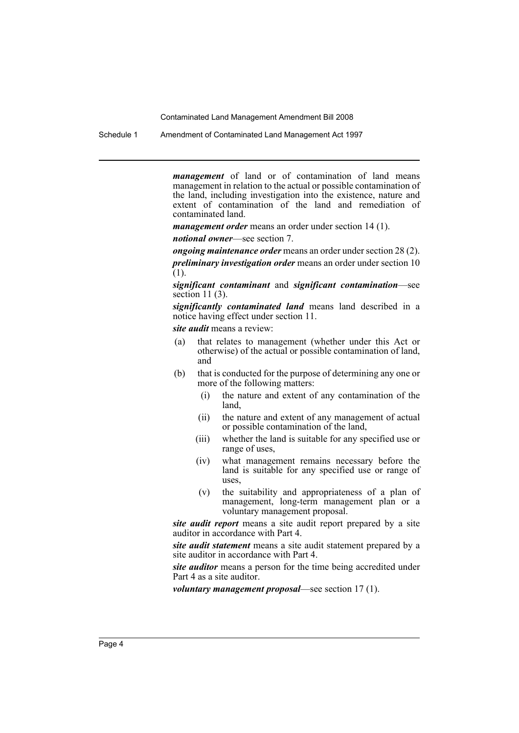***management*** of land or of contamination of land means management in relation to the actual or possible contamination of the land, including investigation into the existence, nature and extent of contamination of the land and remediation of contaminated land.

***management order*** means an order under section 14 (1).

***notional owner***—see section 7.

***ongoing maintenance order*** means an order under section 28 (2).

***preliminary investigation order*** means an order under section 10 (1).

***significant contaminant*** and ***significant contamination***—see section 11 (3).

***significantly contaminated land*** means land described in a notice having effect under section 11.

***site audit*** means a review:

- (a) that relates to management (whether under this Act or otherwise) of the actual or possible contamination of land, and
- (b) that is conducted for the purpose of determining any one or more of the following matters:
  - (i) the nature and extent of any contamination of the land,
  - (ii) the nature and extent of any management of actual or possible contamination of the land,
  - (iii) whether the land is suitable for any specified use or range of uses,
  - (iv) what management remains necessary before the land is suitable for any specified use or range of uses,
  - (v) the suitability and appropriateness of a plan of management, long-term management plan or a voluntary management proposal.

***site audit report*** means a site audit report prepared by a site auditor in accordance with Part 4.

***site audit statement*** means a site audit statement prepared by a site auditor in accordance with Part 4.

***site auditor*** means a person for the time being accredited under Part 4 as a site auditor.

***voluntary management proposal***—see section 17 (1).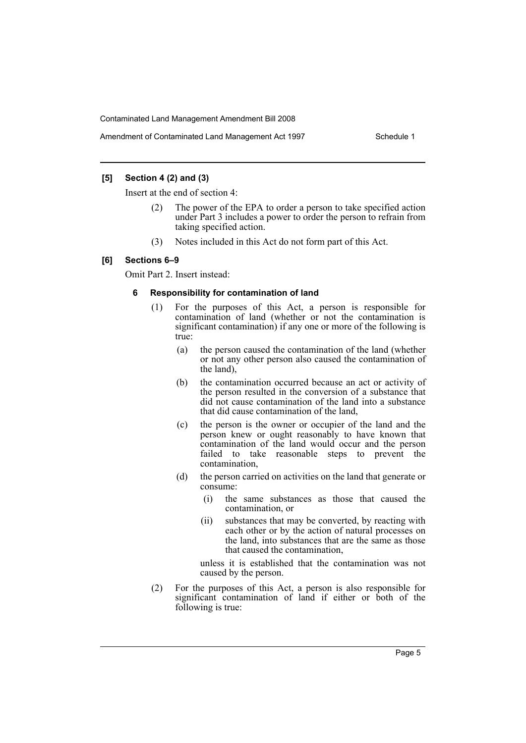**[5] Section 4 (2) and (3)**

Insert at the end of section 4:

(2) The power of the EPA to order a person to take specified action under Part 3 includes a power to order the person to refrain from taking specified action.

(3) Notes included in this Act do not form part of this Act.

**[6] Sections 6–9**

Omit Part 2. Insert instead:

**6 Responsibility for contamination of land**

(1) For the purposes of this Act, a person is responsible for contamination of land (whether or not the contamination is significant contamination) if any one or more of the following is true:

(a) the person caused the contamination of the land (whether or not any other person also caused the contamination of the land),

(b) the contamination occurred because an act or activity of the person resulted in the conversion of a substance that did not cause contamination of the land into a substance that did cause contamination of the land,

(c) the person is the owner or occupier of the land and the person knew or ought reasonably to have known that contamination of the land would occur and the person failed to take reasonable steps to prevent the contamination,

(d) the person carried on activities on the land that generate or consume:

(i) the same substances as those that caused the contamination, or

(ii) substances that may be converted, by reacting with each other or by the action of natural processes on the land, into substances that are the same as those that caused the contamination,

unless it is established that the contamination was not caused by the person.

(2) For the purposes of this Act, a person is also responsible for significant contamination of land if either or both of the following is true: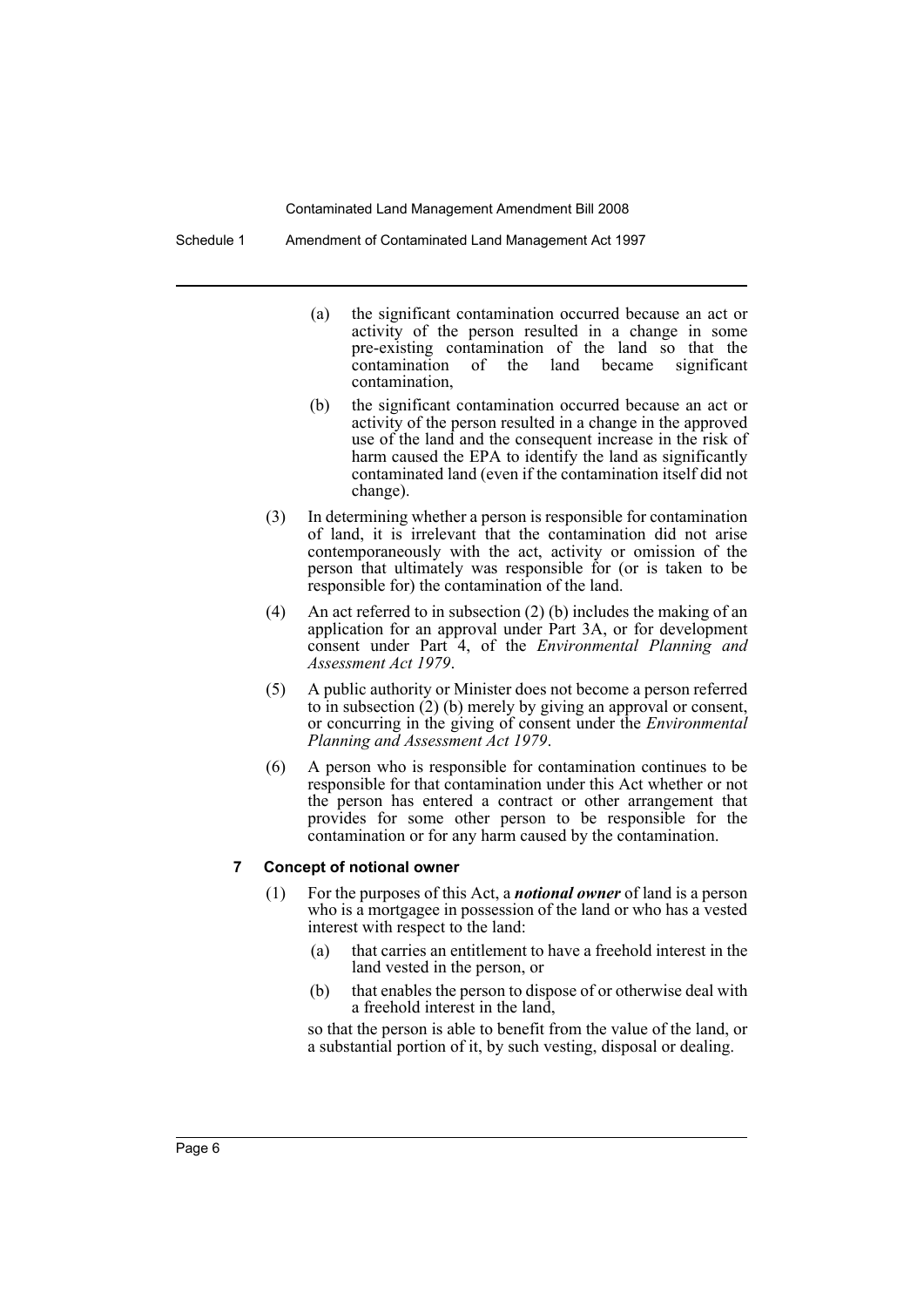(a) the significant contamination occurred because an act or activity of the person resulted in a change in some pre-existing contamination of the land so that the contamination of the land became significant contamination,

(b) the significant contamination occurred because an act or activity of the person resulted in a change in the approved use of the land and the consequent increase in the risk of harm caused the EPA to identify the land as significantly contaminated land (even if the contamination itself did not change).

(3) In determining whether a person is responsible for contamination of land, it is irrelevant that the contamination did not arise contemporaneously with the act, activity or omission of the person that ultimately was responsible for (or is taken to be responsible for) the contamination of the land.

(4) An act referred to in subsection (2) (b) includes the making of an application for an approval under Part 3A, or for development consent under Part 4, of the *Environmental Planning and Assessment Act 1979*.

(5) A public authority or Minister does not become a person referred to in subsection (2) (b) merely by giving an approval or consent, or concurring in the giving of consent under the *Environmental Planning and Assessment Act 1979*.

(6) A person who is responsible for contamination continues to be responsible for that contamination under this Act whether or not the person has entered a contract or other arrangement that provides for some other person to be responsible for the contamination or for any harm caused by the contamination.

### 7 Concept of notional owner

(1) For the purposes of this Act, a ***notional owner*** of land is a person who is a mortgagee in possession of the land or who has a vested interest with respect to the land:

(a) that carries an entitlement to have a freehold interest in the land vested in the person, or

(b) that enables the person to dispose of or otherwise deal with a freehold interest in the land,

so that the person is able to benefit from the value of the land, or a substantial portion of it, by such vesting, disposal or dealing.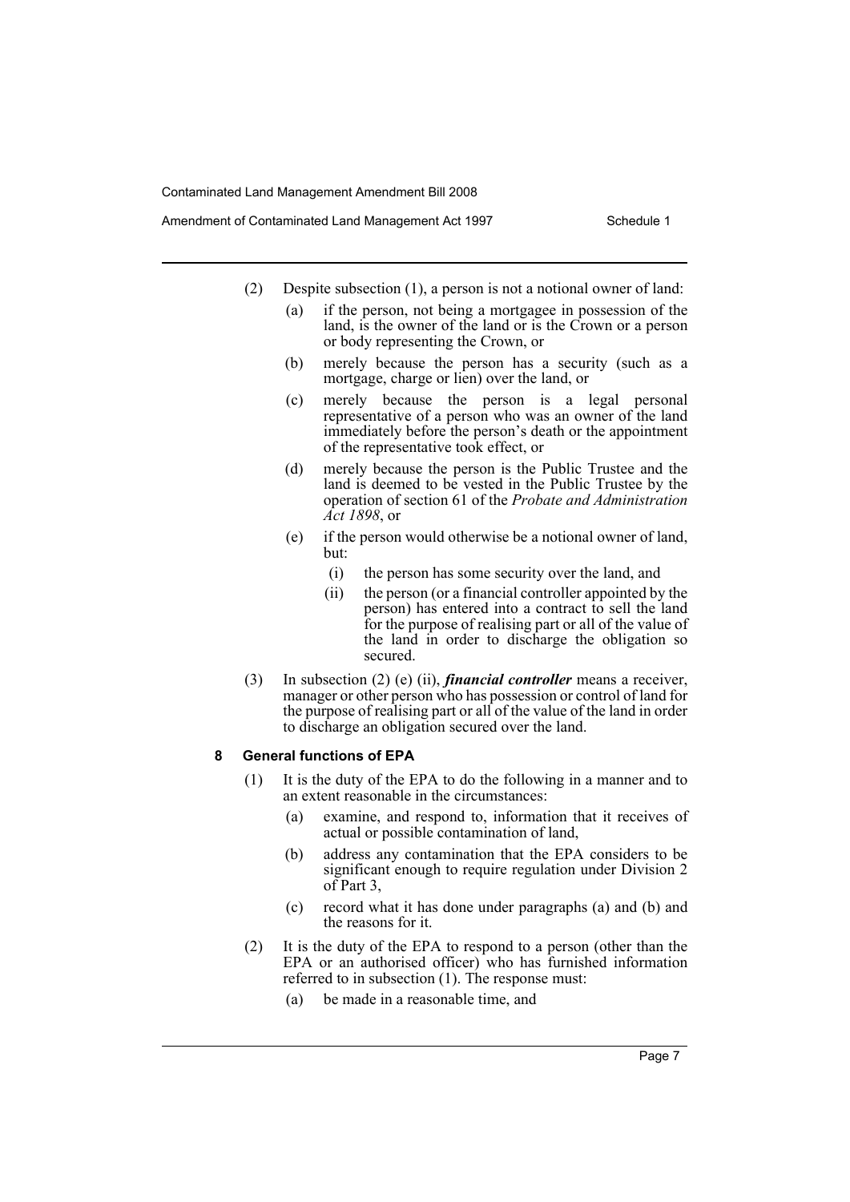(2) Despite subsection (1), a person is not a notional owner of land:

(a) if the person, not being a mortgagee in possession of the land, is the owner of the land or is the Crown or a person or body representing the Crown, or

(b) merely because the person has a security (such as a mortgage, charge or lien) over the land, or

(c) merely because the person is a legal personal representative of a person who was an owner of the land immediately before the person's death or the appointment of the representative took effect, or

(d) merely because the person is the Public Trustee and the land is deemed to be vested in the Public Trustee by the operation of section 61 of the *Probate and Administration Act 1898*, or

(e) if the person would otherwise be a notional owner of land, but:

(i) the person has some security over the land, and

(ii) the person (or a financial controller appointed by the person) has entered into a contract to sell the land for the purpose of realising part or all of the value of the land in order to discharge the obligation so secured.

(3) In subsection (2) (e) (ii), ***financial controller*** means a receiver, manager or other person who has possession or control of land for the purpose of realising part or all of the value of the land in order to discharge an obligation secured over the land.

#### 8 General functions of EPA

(1) It is the duty of the EPA to do the following in a manner and to an extent reasonable in the circumstances:

(a) examine, and respond to, information that it receives of actual or possible contamination of land,

(b) address any contamination that the EPA considers to be significant enough to require regulation under Division 2 of Part 3,

(c) record what it has done under paragraphs (a) and (b) and the reasons for it.

(2) It is the duty of the EPA to respond to a person (other than the EPA or an authorised officer) who has furnished information referred to in subsection (1). The response must:

(a) be made in a reasonable time, and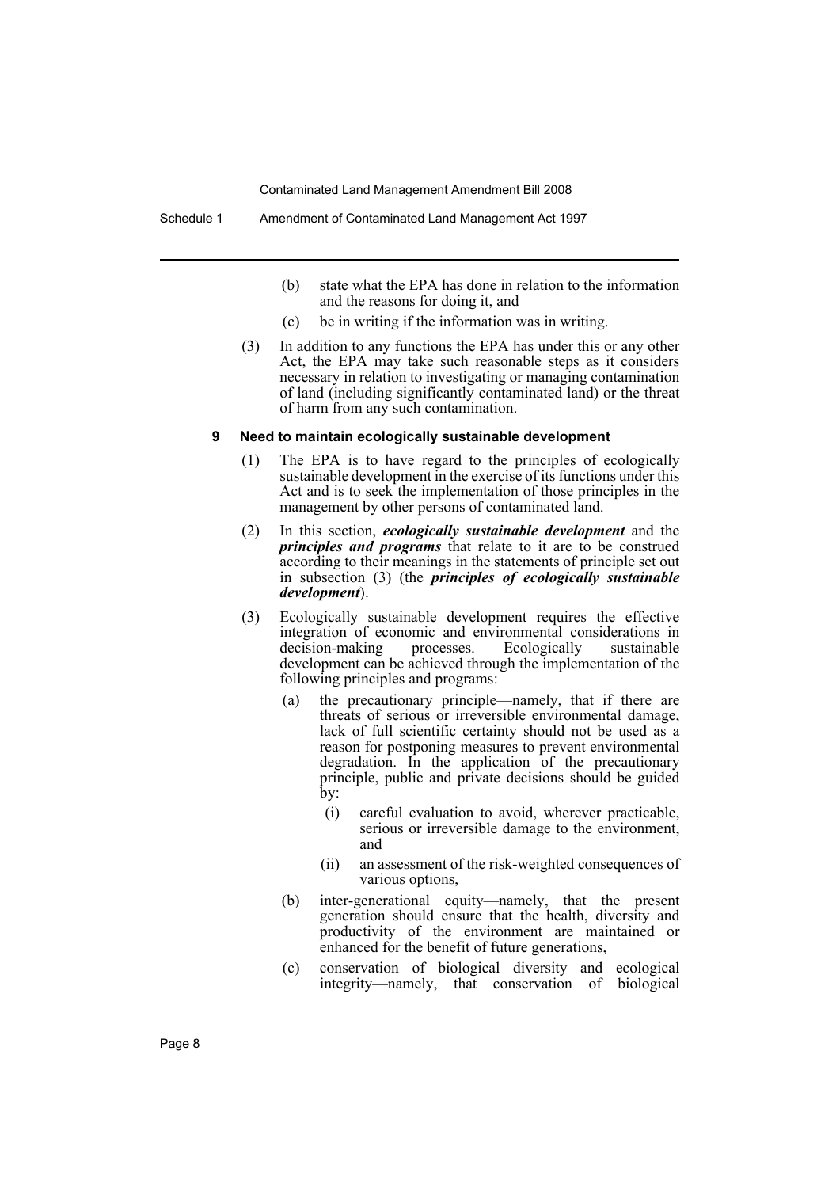(b) state what the EPA has done in relation to the information and the reasons for doing it, and

(c) be in writing if the information was in writing.

(3) In addition to any functions the EPA has under this or any other Act, the EPA may take such reasonable steps as it considers necessary in relation to investigating or managing contamination of land (including significantly contaminated land) or the threat of harm from any such contamination.

**9 Need to maintain ecologically sustainable development**

(1) The EPA is to have regard to the principles of ecologically sustainable development in the exercise of its functions under this Act and is to seek the implementation of those principles in the management by other persons of contaminated land.

(2) In this section, ***ecologically sustainable development*** and the ***principles and programs*** that relate to it are to be construed according to their meanings in the statements of principle set out in subsection (3) (the ***principles of ecologically sustainable development***).

(3) Ecologically sustainable development requires the effective integration of economic and environmental considerations in decision-making processes. Ecologically sustainable development can be achieved through the implementation of the following principles and programs:

(a) the precautionary principle—namely, that if there are threats of serious or irreversible environmental damage, lack of full scientific certainty should not be used as a reason for postponing measures to prevent environmental degradation. In the application of the precautionary principle, public and private decisions should be guided by:

(i) careful evaluation to avoid, wherever practicable, serious or irreversible damage to the environment, and

(ii) an assessment of the risk-weighted consequences of various options,

(b) inter-generational equity—namely, that the present generation should ensure that the health, diversity and productivity of the environment are maintained or enhanced for the benefit of future generations,

(c) conservation of biological diversity and ecological integrity—namely, that conservation of biological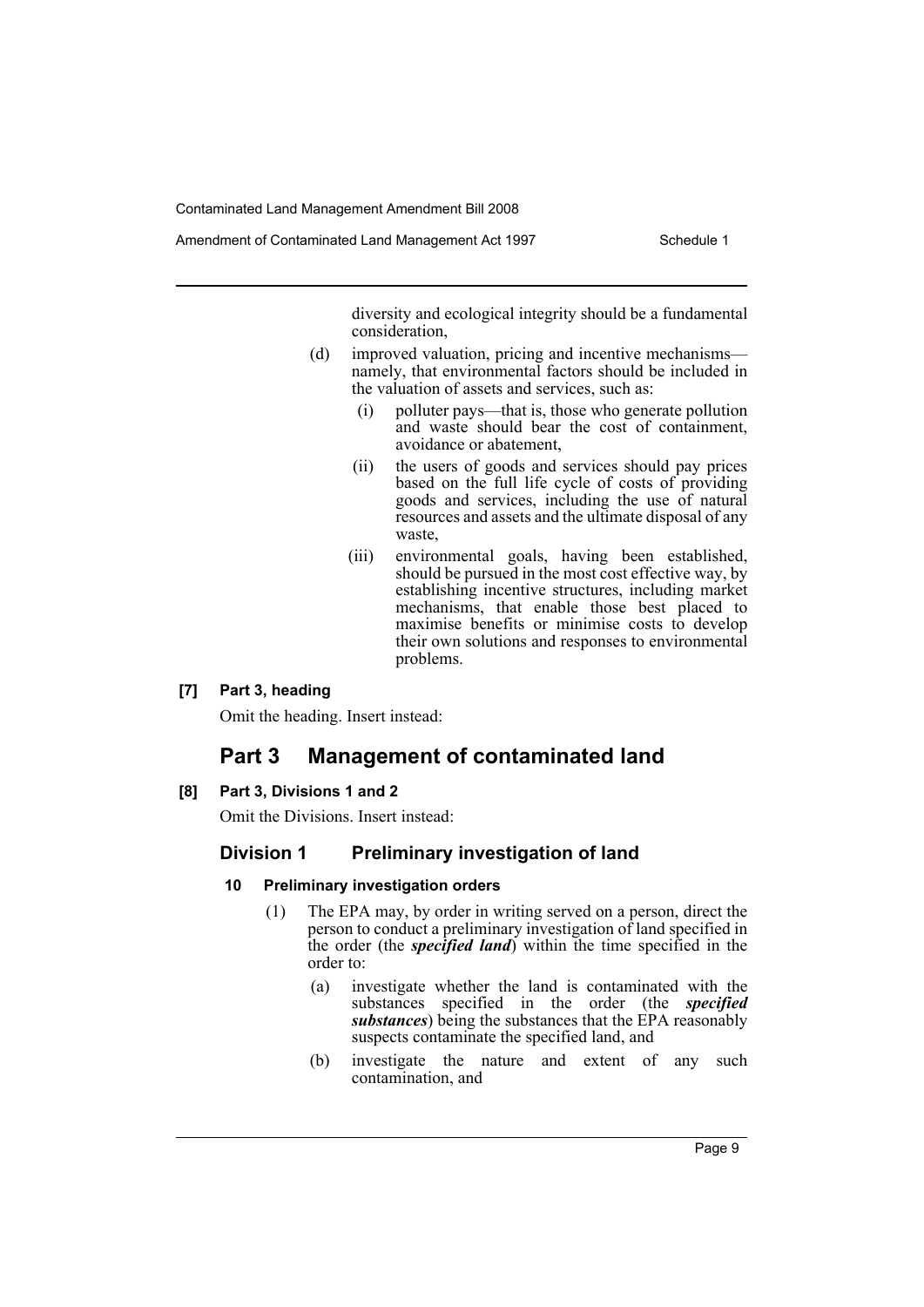diversity and ecological integrity should be a fundamental consideration,

(d) improved valuation, pricing and incentive mechanisms—namely, that environmental factors should be included in the valuation of assets and services, such as:

(i) polluter pays—that is, those who generate pollution and waste should bear the cost of containment, avoidance or abatement,

(ii) the users of goods and services should pay prices based on the full life cycle of costs of providing goods and services, including the use of natural resources and assets and the ultimate disposal of any waste,

(iii) environmental goals, having been established, should be pursued in the most cost effective way, by establishing incentive structures, including market mechanisms, that enable those best placed to maximise benefits or minimise costs to develop their own solutions and responses to environmental problems.

**[7] Part 3, heading**

Omit the heading. Insert instead:

## Part 3 Management of contaminated land

**[8] Part 3, Divisions 1 and 2**

Omit the Divisions. Insert instead:

### Division 1 Preliminary investigation of land

#### 10 Preliminary investigation orders

(1) The EPA may, by order in writing served on a person, direct the person to conduct a preliminary investigation of land specified in the order (the ***specified land***) within the time specified in the order to:

(a) investigate whether the land is contaminated with the substances specified in the order (the ***specified substances***) being the substances that the EPA reasonably suspects contaminate the specified land, and

(b) investigate the nature and extent of any such contamination, and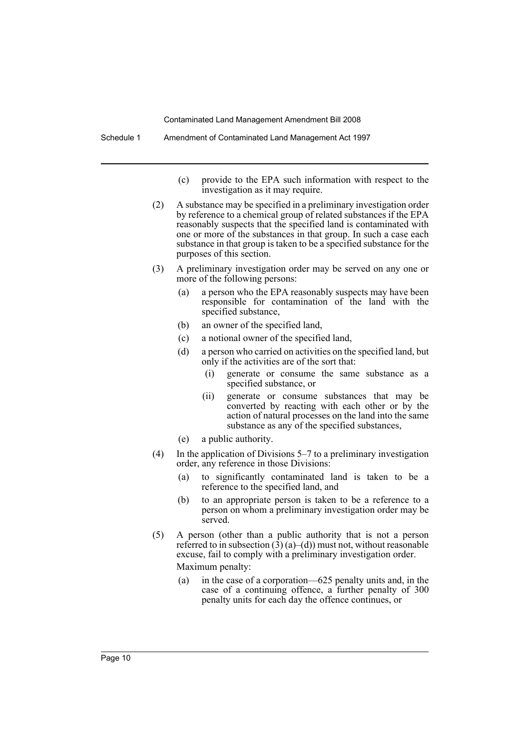(c) provide to the EPA such information with respect to the investigation as it may require.

(2) A substance may be specified in a preliminary investigation order by reference to a chemical group of related substances if the EPA reasonably suspects that the specified land is contaminated with one or more of the substances in that group. In such a case each substance in that group is taken to be a specified substance for the purposes of this section.

(3) A preliminary investigation order may be served on any one or more of the following persons:

(a) a person who the EPA reasonably suspects may have been responsible for contamination of the land with the specified substance,

(b) an owner of the specified land,

(c) a notional owner of the specified land,

(d) a person who carried on activities on the specified land, but only if the activities are of the sort that:

(i) generate or consume the same substance as a specified substance, or

(ii) generate or consume substances that may be converted by reacting with each other or by the action of natural processes on the land into the same substance as any of the specified substances,

(e) a public authority.

(4) In the application of Divisions 5–7 to a preliminary investigation order, any reference in those Divisions:

(a) to significantly contaminated land is taken to be a reference to the specified land, and

(b) to an appropriate person is taken to be a reference to a person on whom a preliminary investigation order may be served.

(5) A person (other than a public authority that is not a person referred to in subsection (3) (a)–(d)) must not, without reasonable excuse, fail to comply with a preliminary investigation order.

Maximum penalty:

(a) in the case of a corporation—625 penalty units and, in the case of a continuing offence, a further penalty of 300 penalty units for each day the offence continues, or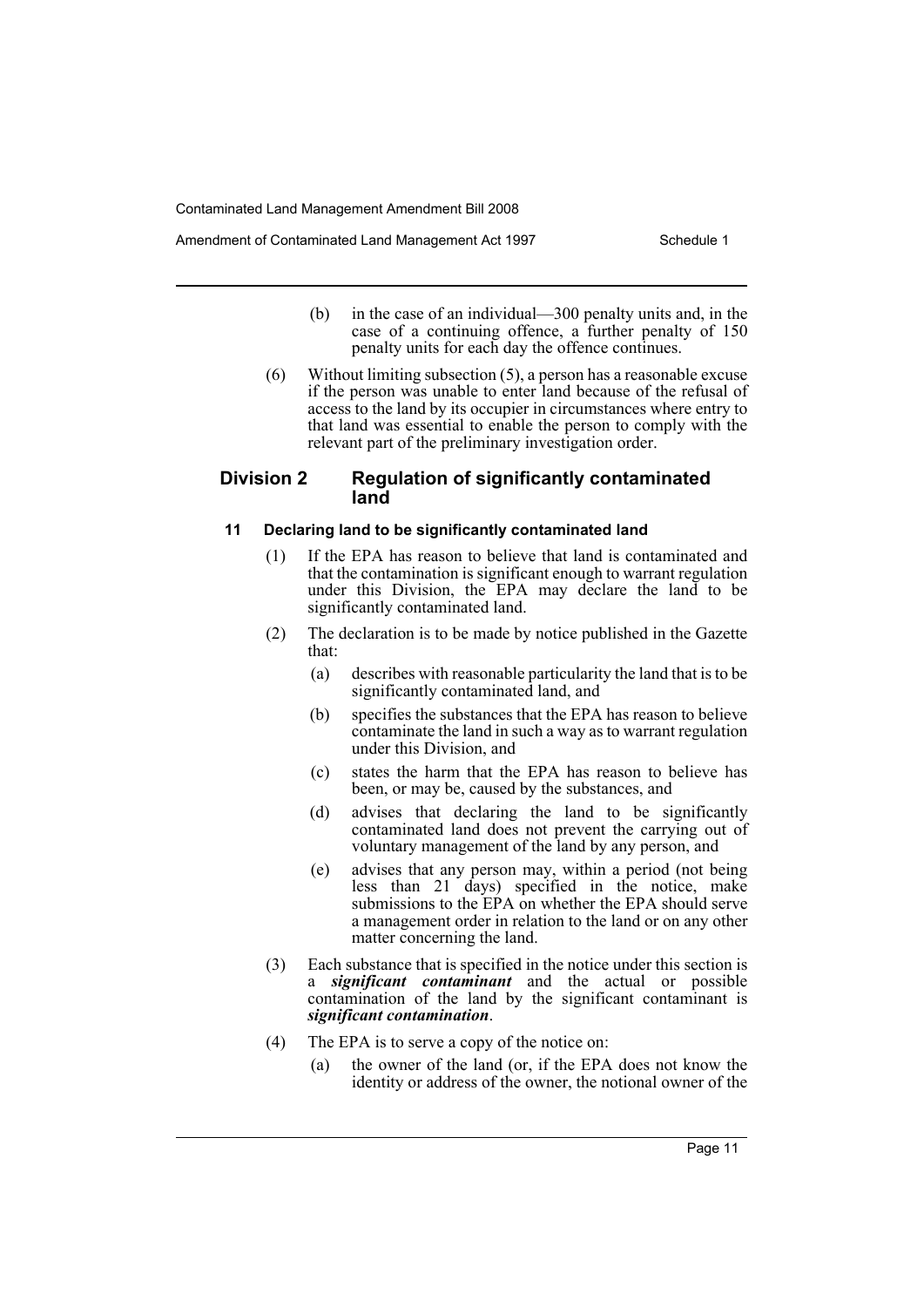(b) in the case of an individual—300 penalty units and, in the case of a continuing offence, a further penalty of 150 penalty units for each day the offence continues.

(6) Without limiting subsection (5), a person has a reasonable excuse if the person was unable to enter land because of the refusal of access to the land by its occupier in circumstances where entry to that land was essential to enable the person to comply with the relevant part of the preliminary investigation order.

## Division 2 Regulation of significantly contaminated land

### 11 Declaring land to be significantly contaminated land

(1) If the EPA has reason to believe that land is contaminated and that the contamination is significant enough to warrant regulation under this Division, the EPA may declare the land to be significantly contaminated land.

(2) The declaration is to be made by notice published in the Gazette that:

- (a) describes with reasonable particularity the land that is to be significantly contaminated land, and
- (b) specifies the substances that the EPA has reason to believe contaminate the land in such a way as to warrant regulation under this Division, and
- (c) states the harm that the EPA has reason to believe has been, or may be, caused by the substances, and
- (d) advises that declaring the land to be significantly contaminated land does not prevent the carrying out of voluntary management of the land by any person, and
- (e) advises that any person may, within a period (not being less than 21 days) specified in the notice, make submissions to the EPA on whether the EPA should serve a management order in relation to the land or on any other matter concerning the land.

(3) Each substance that is specified in the notice under this section is a ***significant contaminant*** and the actual or possible contamination of the land by the significant contaminant is ***significant contamination***.

(4) The EPA is to serve a copy of the notice on:

- (a) the owner of the land (or, if the EPA does not know the identity or address of the owner, the notional owner of the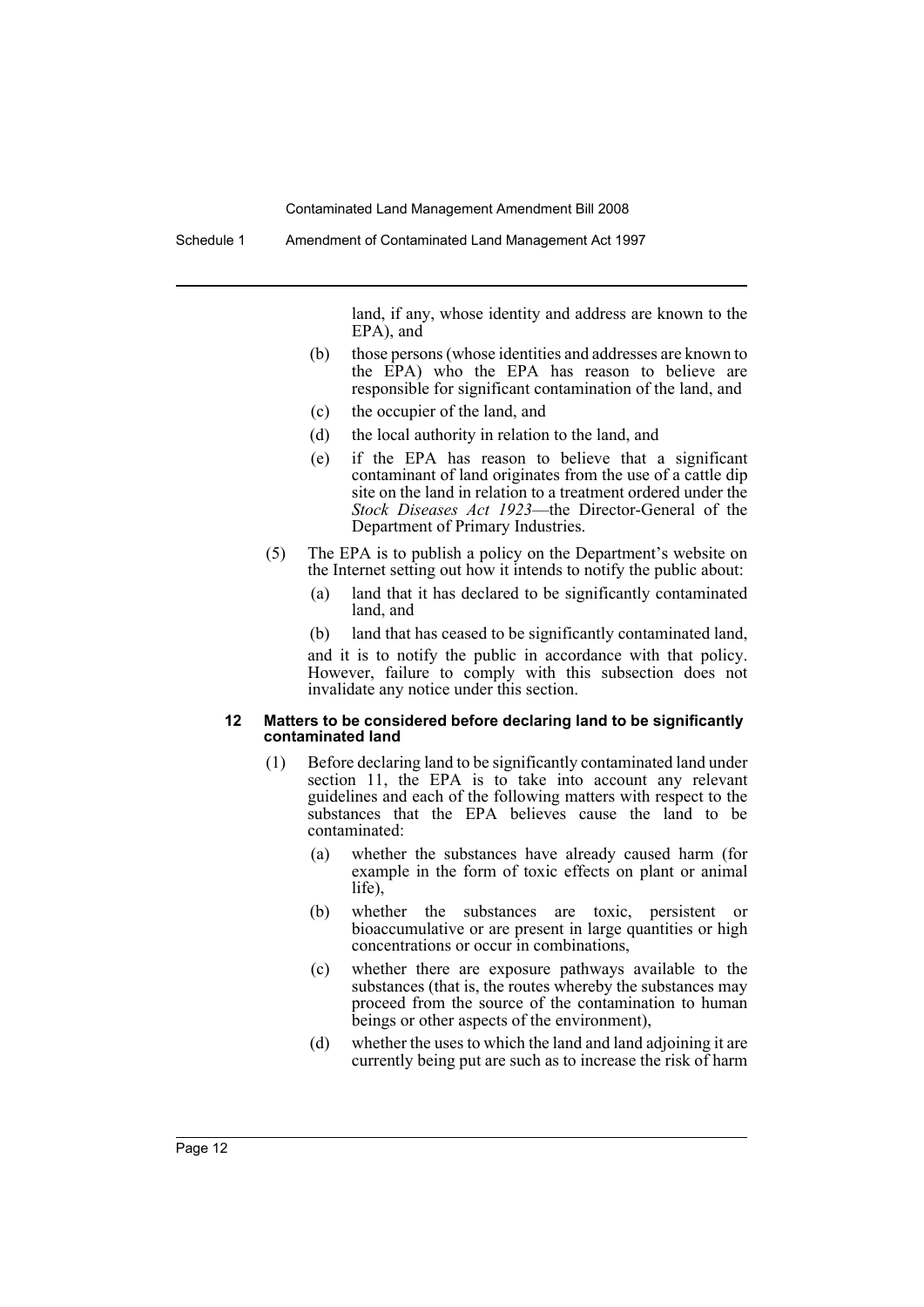land, if any, whose identity and address are known to the EPA), and

(b) those persons (whose identities and addresses are known to the EPA) who the EPA has reason to believe are responsible for significant contamination of the land, and

(c) the occupier of the land, and

(d) the local authority in relation to the land, and

(e) if the EPA has reason to believe that a significant contaminant of land originates from the use of a cattle dip site on the land in relation to a treatment ordered under the *Stock Diseases Act 1923*—the Director-General of the Department of Primary Industries.

(5) The EPA is to publish a policy on the Department's website on the Internet setting out how it intends to notify the public about:

(a) land that it has declared to be significantly contaminated land, and

(b) land that has ceased to be significantly contaminated land,

and it is to notify the public in accordance with that policy. However, failure to comply with this subsection does not invalidate any notice under this section.

#### 12 Matters to be considered before declaring land to be significantly contaminated land

(1) Before declaring land to be significantly contaminated land under section 11, the EPA is to take into account any relevant guidelines and each of the following matters with respect to the substances that the EPA believes cause the land to be contaminated:

(a) whether the substances have already caused harm (for example in the form of toxic effects on plant or animal life),

(b) whether the substances are toxic, persistent or bioaccumulative or are present in large quantities or high concentrations or occur in combinations,

(c) whether there are exposure pathways available to the substances (that is, the routes whereby the substances may proceed from the source of the contamination to human beings or other aspects of the environment),

(d) whether the uses to which the land and land adjoining it are currently being put are such as to increase the risk of harm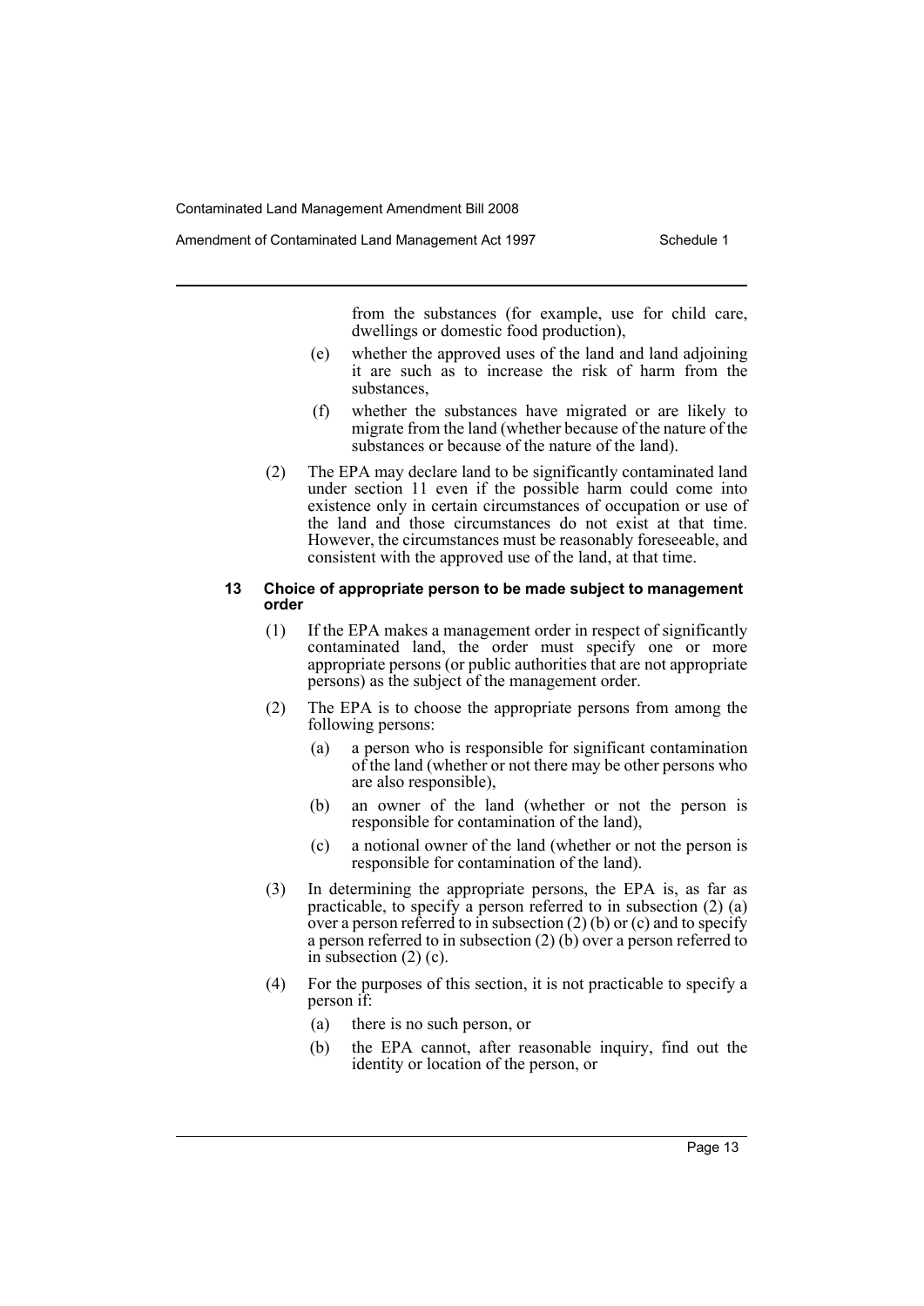from the substances (for example, use for child care, dwellings or domestic food production),

(e) whether the approved uses of the land and land adjoining it are such as to increase the risk of harm from the substances,

(f) whether the substances have migrated or are likely to migrate from the land (whether because of the nature of the substances or because of the nature of the land).

(2) The EPA may declare land to be significantly contaminated land under section 11 even if the possible harm could come into existence only in certain circumstances of occupation or use of the land and those circumstances do not exist at that time. However, the circumstances must be reasonably foreseeable, and consistent with the approved use of the land, at that time.

#### 13 Choice of appropriate person to be made subject to management order

(1) If the EPA makes a management order in respect of significantly contaminated land, the order must specify one or more appropriate persons (or public authorities that are not appropriate persons) as the subject of the management order.

(2) The EPA is to choose the appropriate persons from among the following persons:

(a) a person who is responsible for significant contamination of the land (whether or not there may be other persons who are also responsible),

(b) an owner of the land (whether or not the person is responsible for contamination of the land),

(c) a notional owner of the land (whether or not the person is responsible for contamination of the land).

(3) In determining the appropriate persons, the EPA is, as far as practicable, to specify a person referred to in subsection (2) (a) over a person referred to in subsection (2) (b) or (c) and to specify a person referred to in subsection (2) (b) over a person referred to in subsection (2) (c).

(4) For the purposes of this section, it is not practicable to specify a person if:

(a) there is no such person, or

(b) the EPA cannot, after reasonable inquiry, find out the identity or location of the person, or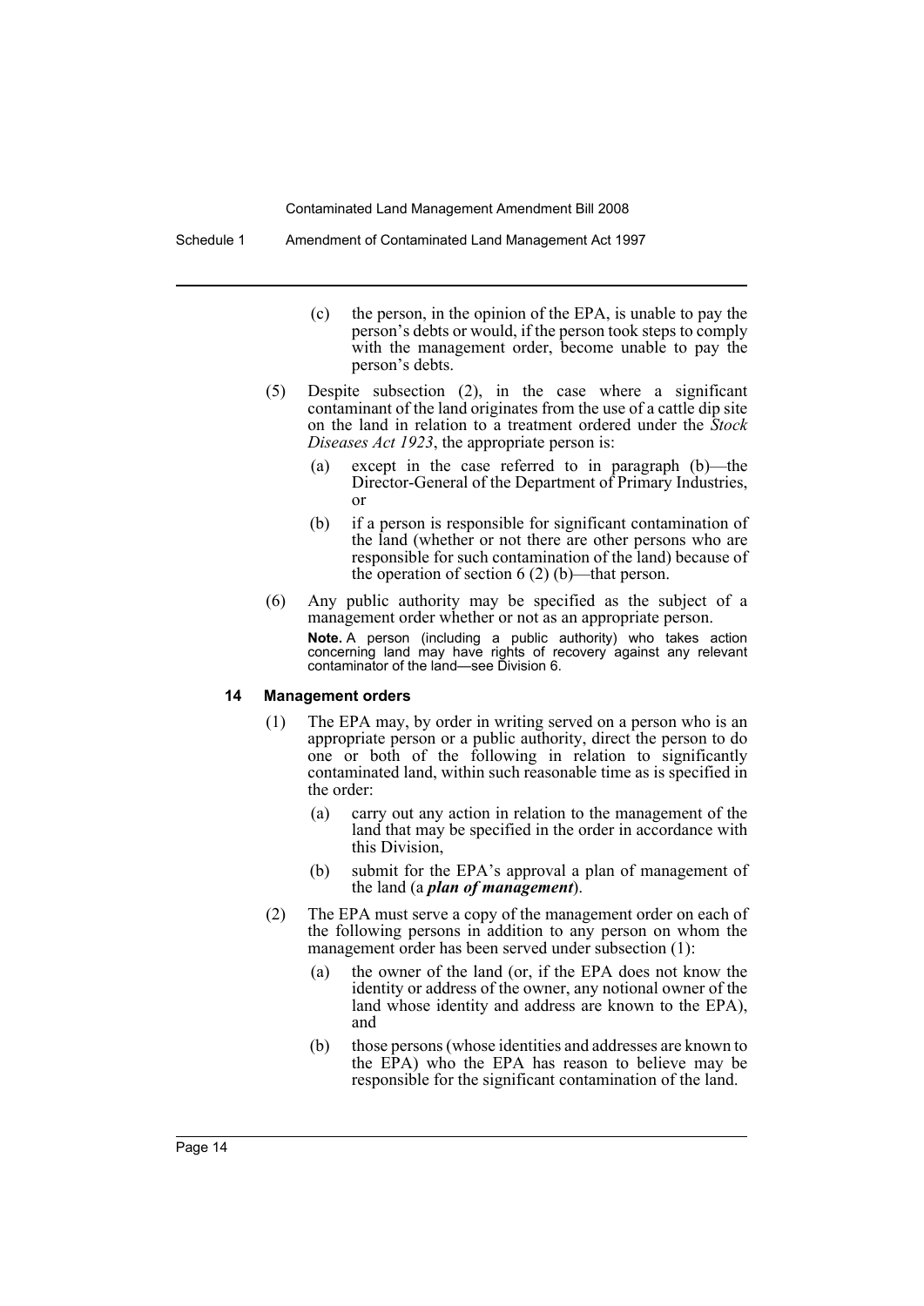(c) the person, in the opinion of the EPA, is unable to pay the person's debts or would, if the person took steps to comply with the management order, become unable to pay the person's debts.

(5) Despite subsection (2), in the case where a significant contaminant of the land originates from the use of a cattle dip site on the land in relation to a treatment ordered under the *Stock Diseases Act 1923*, the appropriate person is:

(a) except in the case referred to in paragraph (b)—the Director-General of the Department of Primary Industries, or

(b) if a person is responsible for significant contamination of the land (whether or not there are other persons who are responsible for such contamination of the land) because of the operation of section 6 (2) (b)—that person.

(6) Any public authority may be specified as the subject of a management order whether or not as an appropriate person.

**Note.** A person (including a public authority) who takes action concerning land may have rights of recovery against any relevant contaminator of the land—see Division 6.

#### 14 Management orders

(1) The EPA may, by order in writing served on a person who is an appropriate person or a public authority, direct the person to do one or both of the following in relation to significantly contaminated land, within such reasonable time as is specified in the order:

(a) carry out any action in relation to the management of the land that may be specified in the order in accordance with this Division,

(b) submit for the EPA's approval a plan of management of the land (a ***plan of management***).

(2) The EPA must serve a copy of the management order on each of the following persons in addition to any person on whom the management order has been served under subsection (1):

(a) the owner of the land (or, if the EPA does not know the identity or address of the owner, any notional owner of the land whose identity and address are known to the EPA), and

(b) those persons (whose identities and addresses are known to the EPA) who the EPA has reason to believe may be responsible for the significant contamination of the land.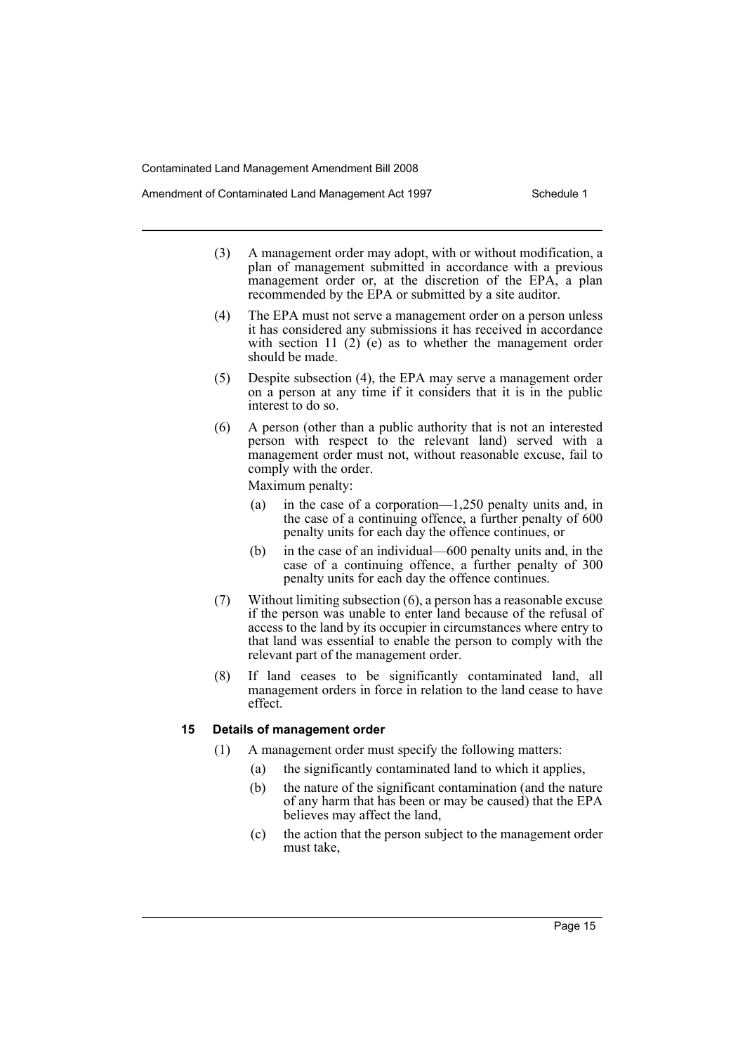(3) A management order may adopt, with or without modification, a plan of management submitted in accordance with a previous management order or, at the discretion of the EPA, a plan recommended by the EPA or submitted by a site auditor.

(4) The EPA must not serve a management order on a person unless it has considered any submissions it has received in accordance with section 11 (2) (e) as to whether the management order should be made.

(5) Despite subsection (4), the EPA may serve a management order on a person at any time if it considers that it is in the public interest to do so.

(6) A person (other than a public authority that is not an interested person with respect to the relevant land) served with a management order must not, without reasonable excuse, fail to comply with the order.

Maximum penalty:

- (a) in the case of a corporation—1,250 penalty units and, in the case of a continuing offence, a further penalty of 600 penalty units for each day the offence continues, or
- (b) in the case of an individual—600 penalty units and, in the case of a continuing offence, a further penalty of 300 penalty units for each day the offence continues.

(7) Without limiting subsection (6), a person has a reasonable excuse if the person was unable to enter land because of the refusal of access to the land by its occupier in circumstances where entry to that land was essential to enable the person to comply with the relevant part of the management order.

(8) If land ceases to be significantly contaminated land, all management orders in force in relation to the land cease to have effect.

### 15 Details of management order

(1) A management order must specify the following matters:

- (a) the significantly contaminated land to which it applies,
- (b) the nature of the significant contamination (and the nature of any harm that has been or may be caused) that the EPA believes may affect the land,
- (c) the action that the person subject to the management order must take,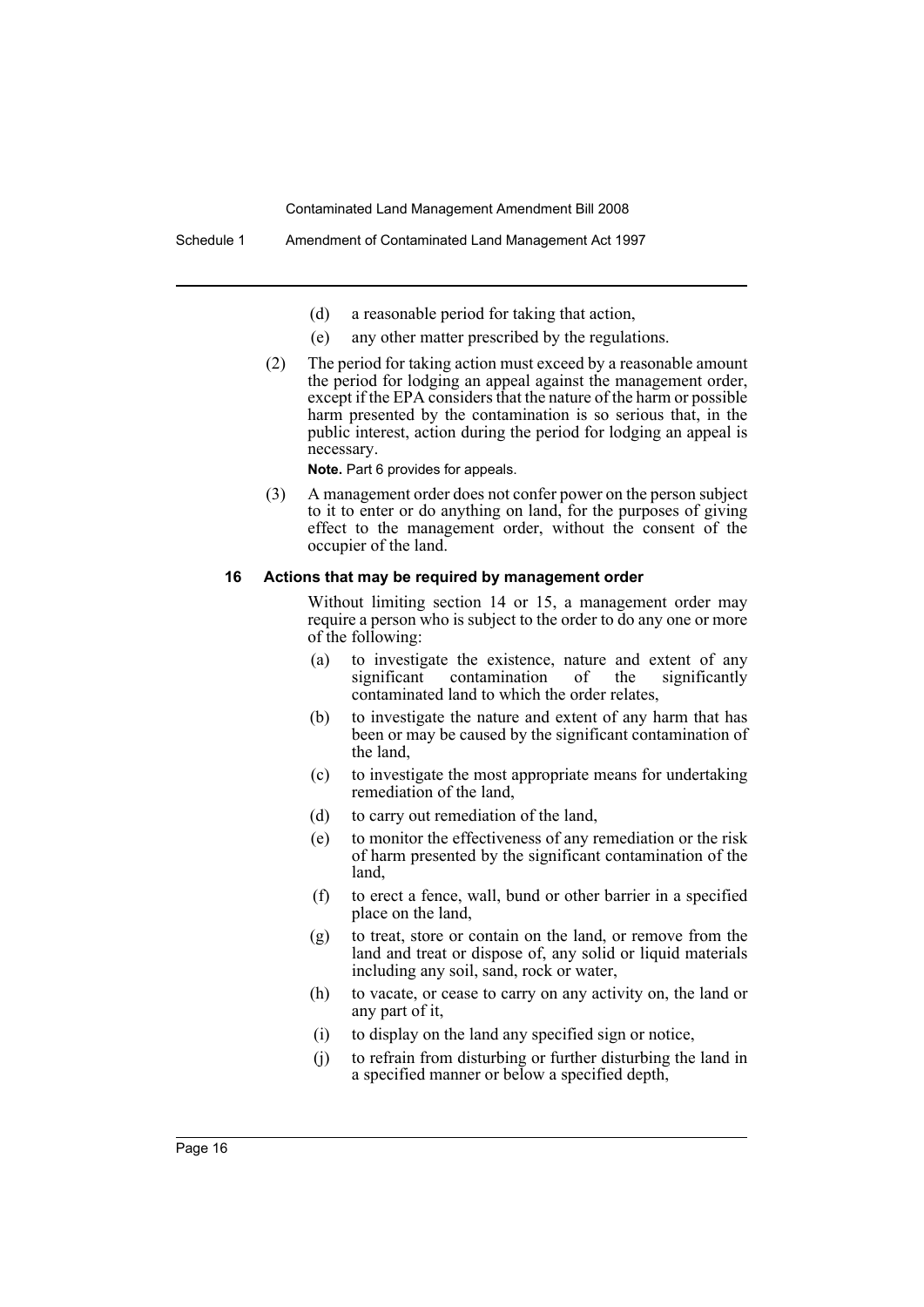(d) a reasonable period for taking that action,

(e) any other matter prescribed by the regulations.

(2) The period for taking action must exceed by a reasonable amount the period for lodging an appeal against the management order, except if the EPA considers that the nature of the harm or possible harm presented by the contamination is so serious that, in the public interest, action during the period for lodging an appeal is necessary.

**Note.** Part 6 provides for appeals.

(3) A management order does not confer power on the person subject to it to enter or do anything on land, for the purposes of giving effect to the management order, without the consent of the occupier of the land.

#### 16 Actions that may be required by management order

Without limiting section 14 or 15, a management order may require a person who is subject to the order to do any one or more of the following:

(a) to investigate the existence, nature and extent of any significant contamination of the significantly contaminated land to which the order relates,

(b) to investigate the nature and extent of any harm that has been or may be caused by the significant contamination of the land,

(c) to investigate the most appropriate means for undertaking remediation of the land,

(d) to carry out remediation of the land,

(e) to monitor the effectiveness of any remediation or the risk of harm presented by the significant contamination of the land,

(f) to erect a fence, wall, bund or other barrier in a specified place on the land,

(g) to treat, store or contain on the land, or remove from the land and treat or dispose of, any solid or liquid materials including any soil, sand, rock or water,

(h) to vacate, or cease to carry on any activity on, the land or any part of it,

(i) to display on the land any specified sign or notice,

(j) to refrain from disturbing or further disturbing the land in a specified manner or below a specified depth,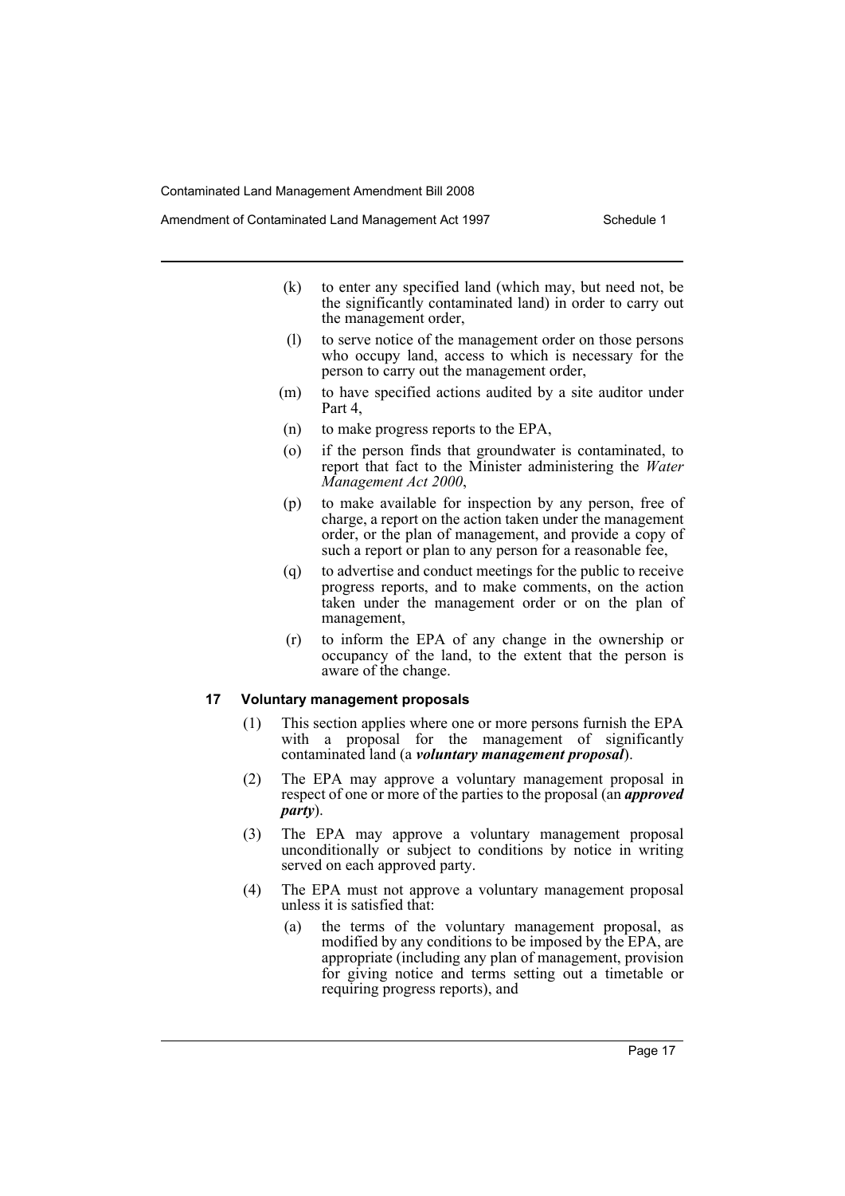(k) to enter any specified land (which may, but need not, be the significantly contaminated land) in order to carry out the management order,

(l) to serve notice of the management order on those persons who occupy land, access to which is necessary for the person to carry out the management order,

(m) to have specified actions audited by a site auditor under Part 4,

(n) to make progress reports to the EPA,

(o) if the person finds that groundwater is contaminated, to report that fact to the Minister administering the *Water Management Act 2000*,

(p) to make available for inspection by any person, free of charge, a report on the action taken under the management order, or the plan of management, and provide a copy of such a report or plan to any person for a reasonable fee,

(q) to advertise and conduct meetings for the public to receive progress reports, and to make comments, on the action taken under the management order or on the plan of management,

(r) to inform the EPA of any change in the ownership or occupancy of the land, to the extent that the person is aware of the change.

### 17 Voluntary management proposals

(1) This section applies where one or more persons furnish the EPA with a proposal for the management of significantly contaminated land (a ***voluntary management proposal***).

(2) The EPA may approve a voluntary management proposal in respect of one or more of the parties to the proposal (an ***approved party***).

(3) The EPA may approve a voluntary management proposal unconditionally or subject to conditions by notice in writing served on each approved party.

(4) The EPA must not approve a voluntary management proposal unless it is satisfied that:

(a) the terms of the voluntary management proposal, as modified by any conditions to be imposed by the EPA, are appropriate (including any plan of management, provision for giving notice and terms setting out a timetable or requiring progress reports), and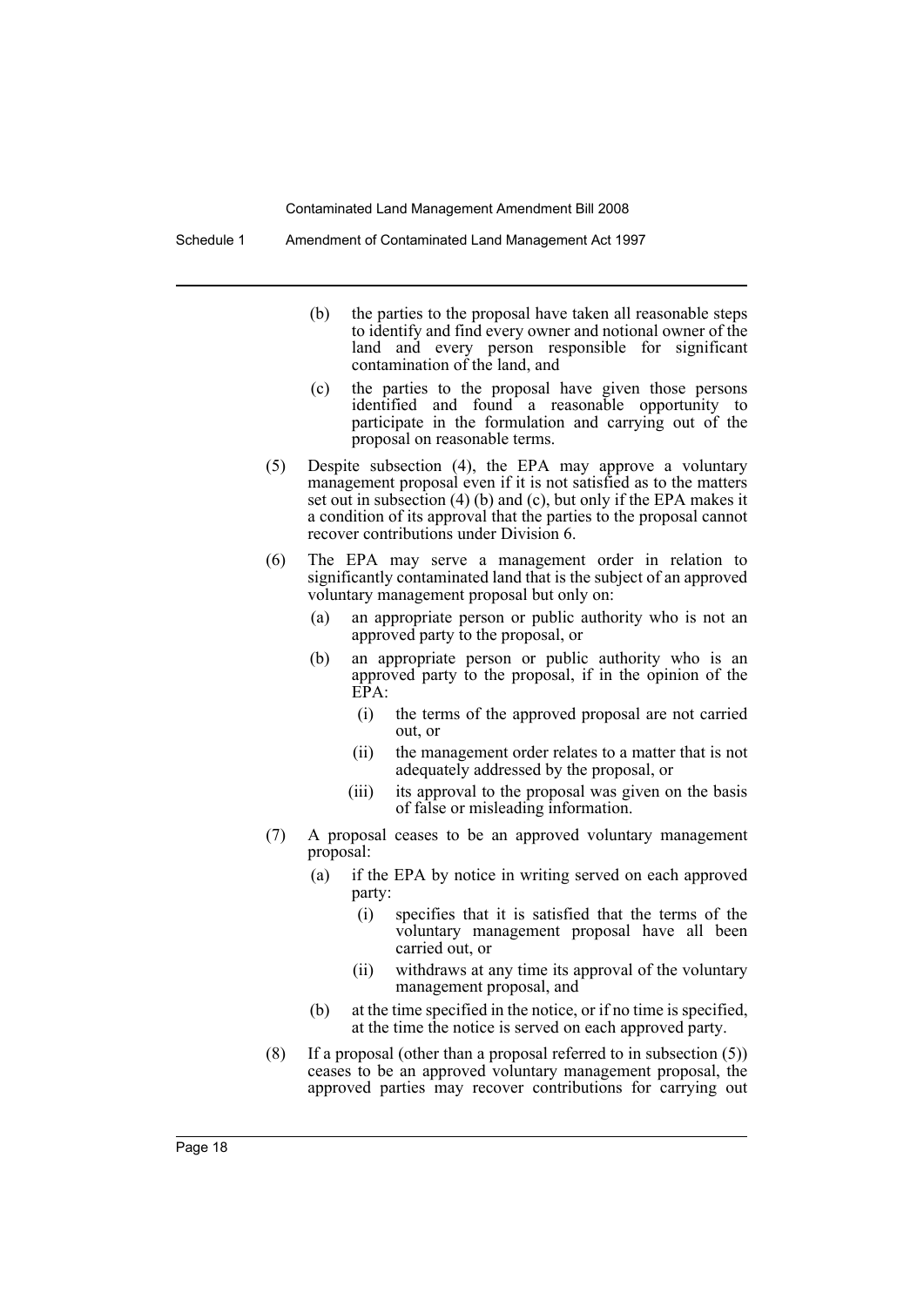(b) the parties to the proposal have taken all reasonable steps to identify and find every owner and notional owner of the land and every person responsible for significant contamination of the land, and

(c) the parties to the proposal have given those persons identified and found a reasonable opportunity to participate in the formulation and carrying out of the proposal on reasonable terms.

(5) Despite subsection (4), the EPA may approve a voluntary management proposal even if it is not satisfied as to the matters set out in subsection (4) (b) and (c), but only if the EPA makes it a condition of its approval that the parties to the proposal cannot recover contributions under Division 6.

(6) The EPA may serve a management order in relation to significantly contaminated land that is the subject of an approved voluntary management proposal but only on:

(a) an appropriate person or public authority who is not an approved party to the proposal, or

(b) an appropriate person or public authority who is an approved party to the proposal, if in the opinion of the EPA:

(i) the terms of the approved proposal are not carried out, or

(ii) the management order relates to a matter that is not adequately addressed by the proposal, or

(iii) its approval to the proposal was given on the basis of false or misleading information.

(7) A proposal ceases to be an approved voluntary management proposal:

(a) if the EPA by notice in writing served on each approved party:

(i) specifies that it is satisfied that the terms of the voluntary management proposal have all been carried out, or

(ii) withdraws at any time its approval of the voluntary management proposal, and

(b) at the time specified in the notice, or if no time is specified, at the time the notice is served on each approved party.

(8) If a proposal (other than a proposal referred to in subsection (5)) ceases to be an approved voluntary management proposal, the approved parties may recover contributions for carrying out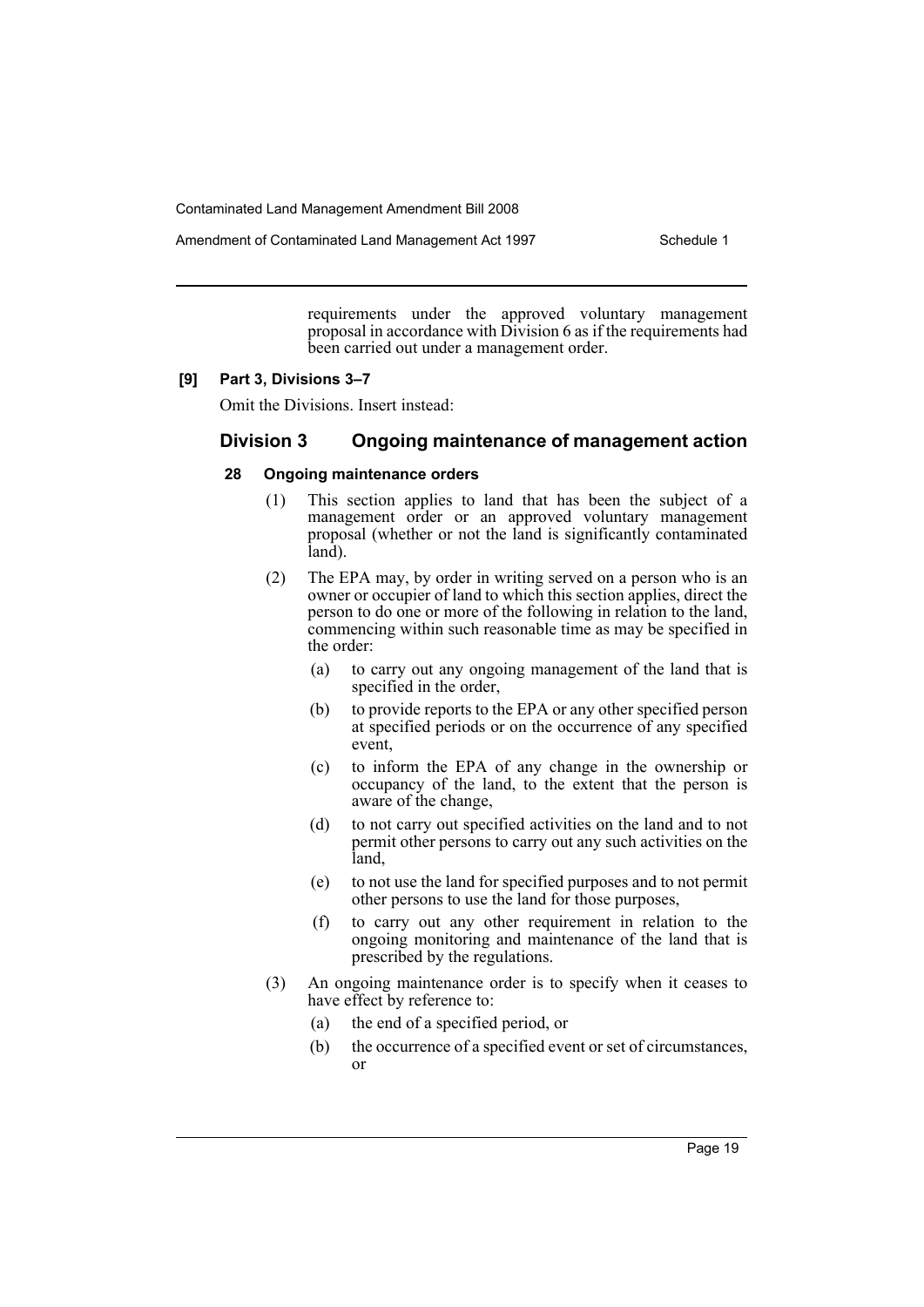requirements under the approved voluntary management proposal in accordance with Division 6 as if the requirements had been carried out under a management order.

**[9] Part 3, Divisions 3–7**

Omit the Divisions. Insert instead:

## Division 3 Ongoing maintenance of management action

### 28 Ongoing maintenance orders

(1) This section applies to land that has been the subject of a management order or an approved voluntary management proposal (whether or not the land is significantly contaminated land).

(2) The EPA may, by order in writing served on a person who is an owner or occupier of land to which this section applies, direct the person to do one or more of the following in relation to the land, commencing within such reasonable time as may be specified in the order:

- (a) to carry out any ongoing management of the land that is specified in the order,
- (b) to provide reports to the EPA or any other specified person at specified periods or on the occurrence of any specified event,
- (c) to inform the EPA of any change in the ownership or occupancy of the land, to the extent that the person is aware of the change,
- (d) to not carry out specified activities on the land and to not permit other persons to carry out any such activities on the land,
- (e) to not use the land for specified purposes and to not permit other persons to use the land for those purposes,
- (f) to carry out any other requirement in relation to the ongoing monitoring and maintenance of the land that is prescribed by the regulations.

(3) An ongoing maintenance order is to specify when it ceases to have effect by reference to:

- (a) the end of a specified period, or
- (b) the occurrence of a specified event or set of circumstances, or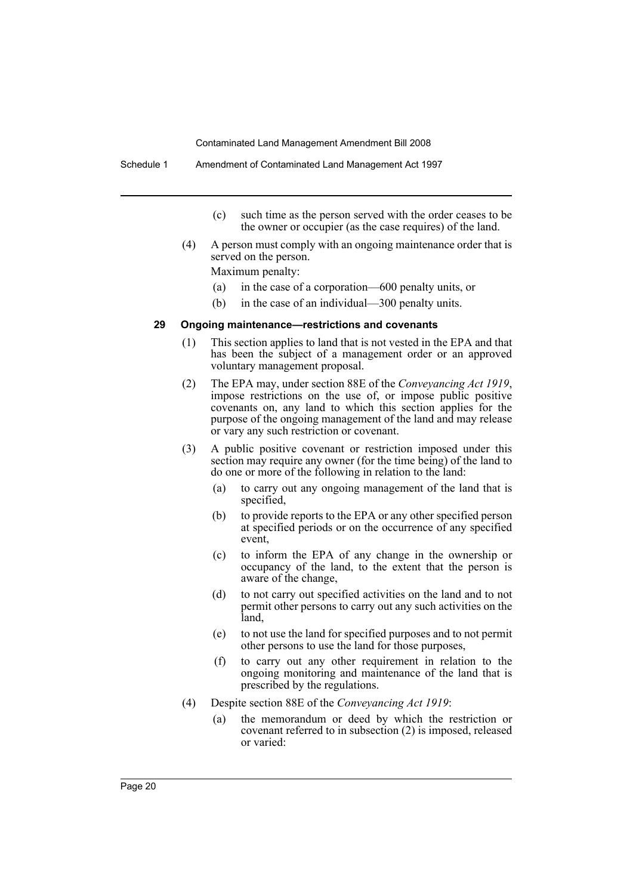(c) such time as the person served with the order ceases to be the owner or occupier (as the case requires) of the land.

(4) A person must comply with an ongoing maintenance order that is served on the person.

Maximum penalty:

(a) in the case of a corporation—600 penalty units, or

(b) in the case of an individual—300 penalty units.

### 29 Ongoing maintenance—restrictions and covenants

(1) This section applies to land that is not vested in the EPA and that has been the subject of a management order or an approved voluntary management proposal.

(2) The EPA may, under section 88E of the *Conveyancing Act 1919*, impose restrictions on the use of, or impose public positive covenants on, any land to which this section applies for the purpose of the ongoing management of the land and may release or vary any such restriction or covenant.

(3) A public positive covenant or restriction imposed under this section may require any owner (for the time being) of the land to do one or more of the following in relation to the land:

(a) to carry out any ongoing management of the land that is specified,

(b) to provide reports to the EPA or any other specified person at specified periods or on the occurrence of any specified event,

(c) to inform the EPA of any change in the ownership or occupancy of the land, to the extent that the person is aware of the change,

(d) to not carry out specified activities on the land and to not permit other persons to carry out any such activities on the land,

(e) to not use the land for specified purposes and to not permit other persons to use the land for those purposes,

(f) to carry out any other requirement in relation to the ongoing monitoring and maintenance of the land that is prescribed by the regulations.

(4) Despite section 88E of the *Conveyancing Act 1919*:

(a) the memorandum or deed by which the restriction or covenant referred to in subsection (2) is imposed, released or varied: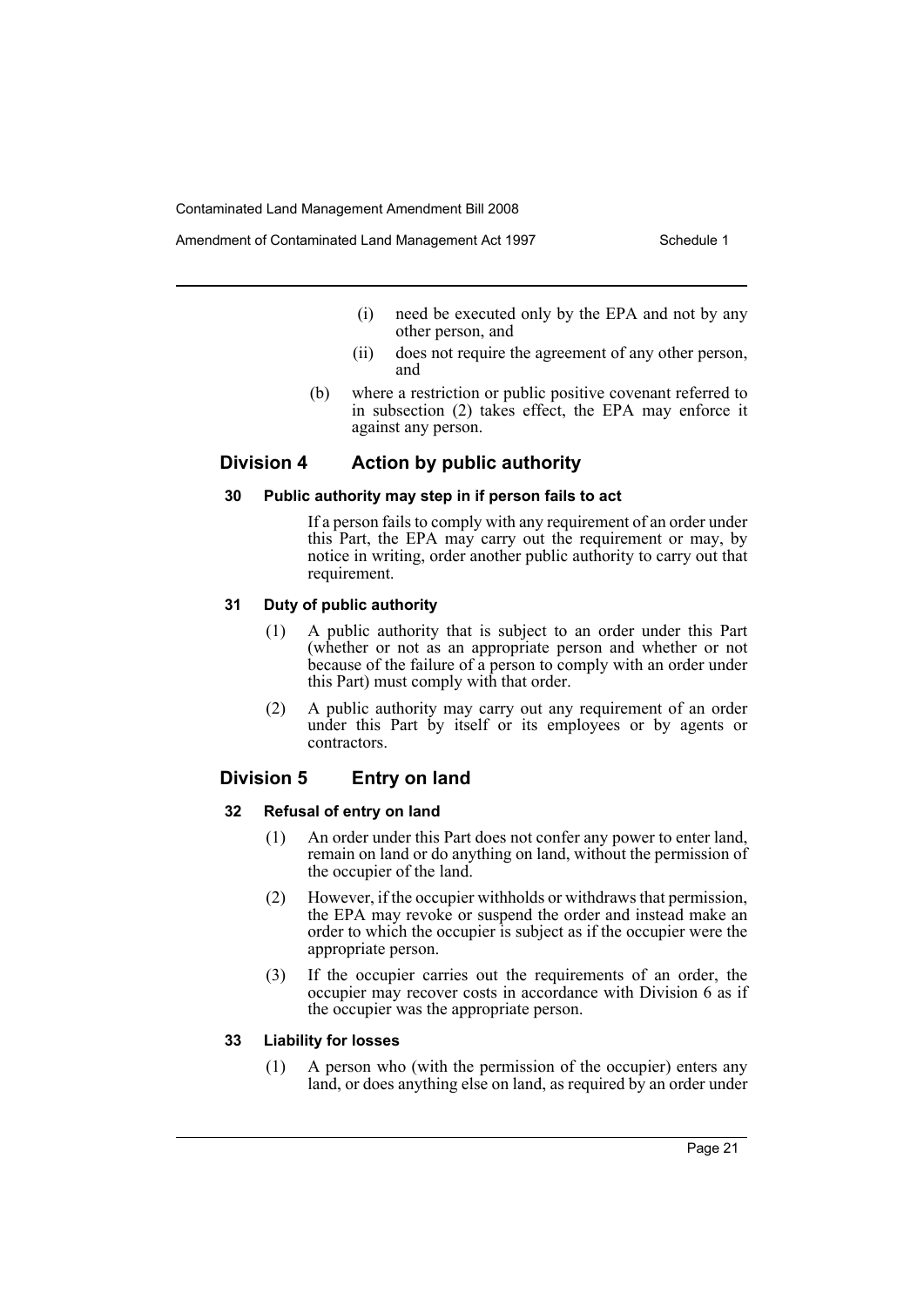(i) need be executed only by the EPA and not by any other person, and

(ii) does not require the agreement of any other person, and

(b) where a restriction or public positive covenant referred to in subsection (2) takes effect, the EPA may enforce it against any person.

## Division 4 Action by public authority

### 30 Public authority may step in if person fails to act

If a person fails to comply with any requirement of an order under this Part, the EPA may carry out the requirement or may, by notice in writing, order another public authority to carry out that requirement.

### 31 Duty of public authority

(1) A public authority that is subject to an order under this Part (whether or not as an appropriate person and whether or not because of the failure of a person to comply with an order under this Part) must comply with that order.

(2) A public authority may carry out any requirement of an order under this Part by itself or its employees or by agents or contractors.

## Division 5 Entry on land

### 32 Refusal of entry on land

(1) An order under this Part does not confer any power to enter land, remain on land or do anything on land, without the permission of the occupier of the land.

(2) However, if the occupier withholds or withdraws that permission, the EPA may revoke or suspend the order and instead make an order to which the occupier is subject as if the occupier were the appropriate person.

(3) If the occupier carries out the requirements of an order, the occupier may recover costs in accordance with Division 6 as if the occupier was the appropriate person.

### 33 Liability for losses

(1) A person who (with the permission of the occupier) enters any land, or does anything else on land, as required by an order under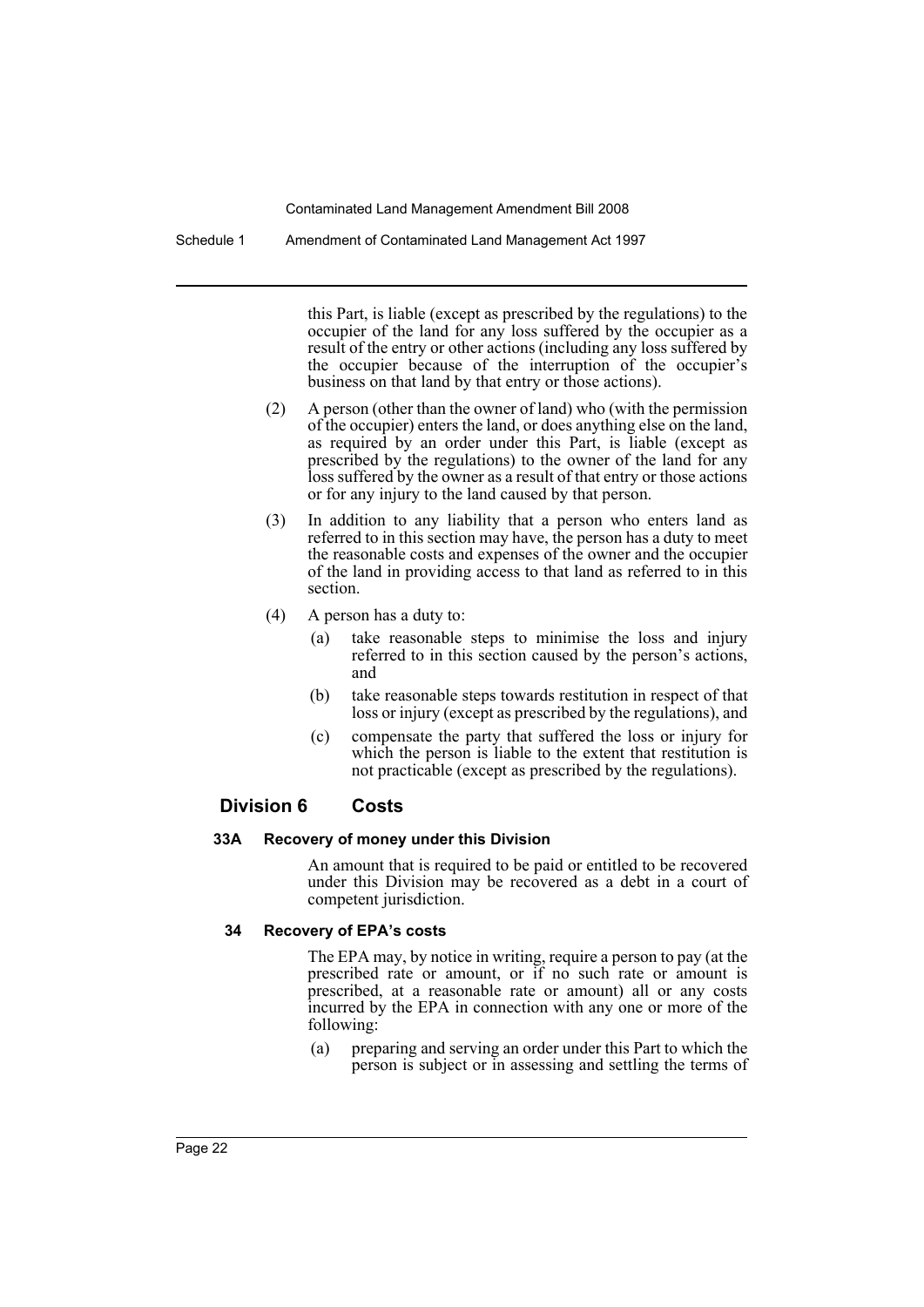this Part, is liable (except as prescribed by the regulations) to the occupier of the land for any loss suffered by the occupier as a result of the entry or other actions (including any loss suffered by the occupier because of the interruption of the occupier's business on that land by that entry or those actions).

(2) A person (other than the owner of land) who (with the permission of the occupier) enters the land, or does anything else on the land, as required by an order under this Part, is liable (except as prescribed by the regulations) to the owner of the land for any loss suffered by the owner as a result of that entry or those actions or for any injury to the land caused by that person.

(3) In addition to any liability that a person who enters land as referred to in this section may have, the person has a duty to meet the reasonable costs and expenses of the owner and the occupier of the land in providing access to that land as referred to in this section.

(4) A person has a duty to:

(a) take reasonable steps to minimise the loss and injury referred to in this section caused by the person's actions, and

(b) take reasonable steps towards restitution in respect of that loss or injury (except as prescribed by the regulations), and

(c) compensate the party that suffered the loss or injury for which the person is liable to the extent that restitution is not practicable (except as prescribed by the regulations).

## Division 6 Costs

#### 33A Recovery of money under this Division

An amount that is required to be paid or entitled to be recovered under this Division may be recovered as a debt in a court of competent jurisdiction.

#### 34 Recovery of EPA's costs

The EPA may, by notice in writing, require a person to pay (at the prescribed rate or amount, or if no such rate or amount is prescribed, at a reasonable rate or amount) all or any costs incurred by the EPA in connection with any one or more of the following:

(a) preparing and serving an order under this Part to which the person is subject or in assessing and settling the terms of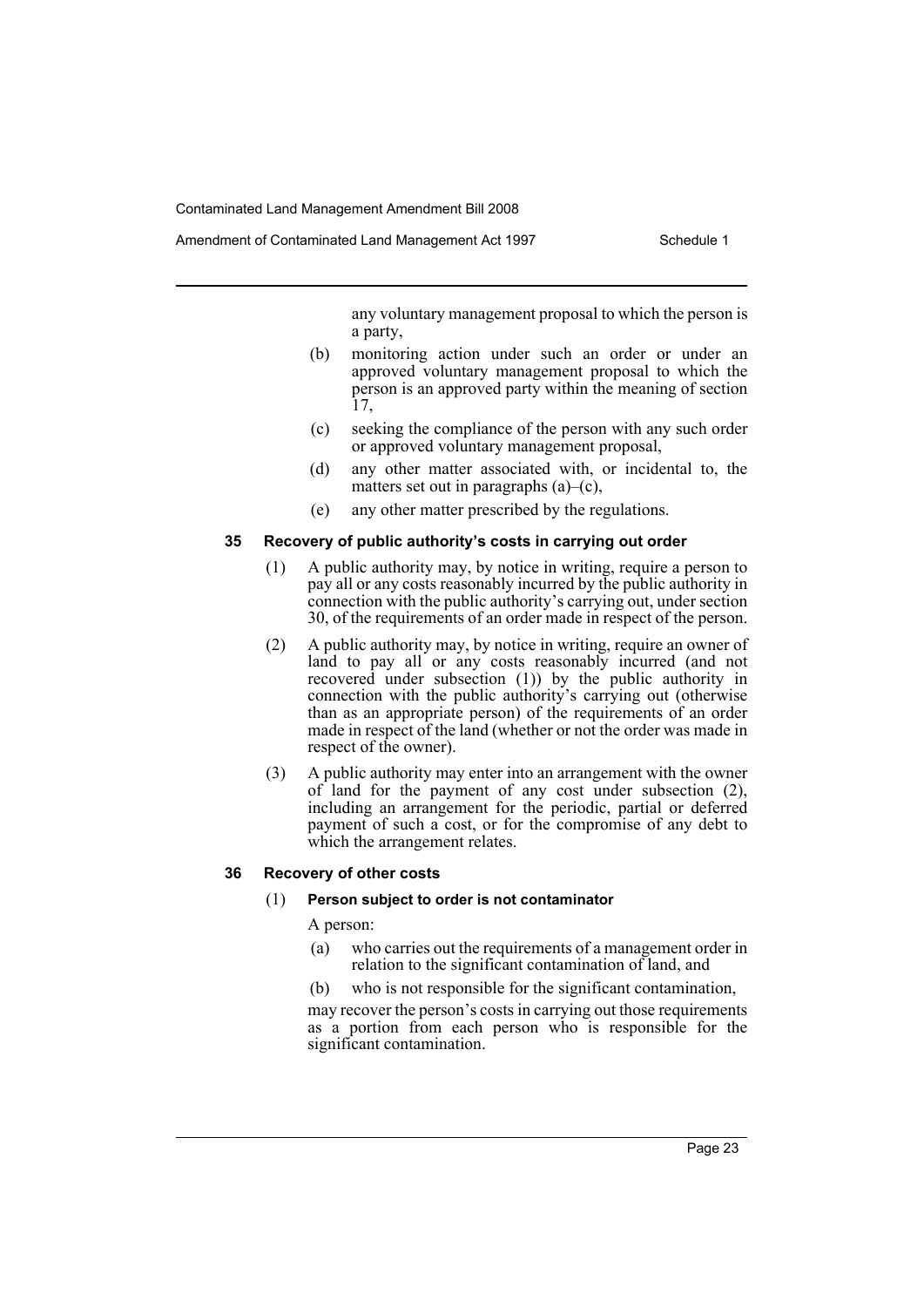any voluntary management proposal to which the person is a party,

(b) monitoring action under such an order or under an approved voluntary management proposal to which the person is an approved party within the meaning of section 17,

(c) seeking the compliance of the person with any such order or approved voluntary management proposal,

(d) any other matter associated with, or incidental to, the matters set out in paragraphs (a)–(c),

(e) any other matter prescribed by the regulations.

#### 35 Recovery of public authority's costs in carrying out order

(1) A public authority may, by notice in writing, require a person to pay all or any costs reasonably incurred by the public authority in connection with the public authority's carrying out, under section 30, of the requirements of an order made in respect of the person.

(2) A public authority may, by notice in writing, require an owner of land to pay all or any costs reasonably incurred (and not recovered under subsection (1)) by the public authority in connection with the public authority's carrying out (otherwise than as an appropriate person) of the requirements of an order made in respect of the land (whether or not the order was made in respect of the owner).

(3) A public authority may enter into an arrangement with the owner of land for the payment of any cost under subsection (2), including an arrangement for the periodic, partial or deferred payment of such a cost, or for the compromise of any debt to which the arrangement relates.

#### 36 Recovery of other costs

(1) **Person subject to order is not contaminator**

A person:

(a) who carries out the requirements of a management order in relation to the significant contamination of land, and

(b) who is not responsible for the significant contamination,

may recover the person's costs in carrying out those requirements as a portion from each person who is responsible for the significant contamination.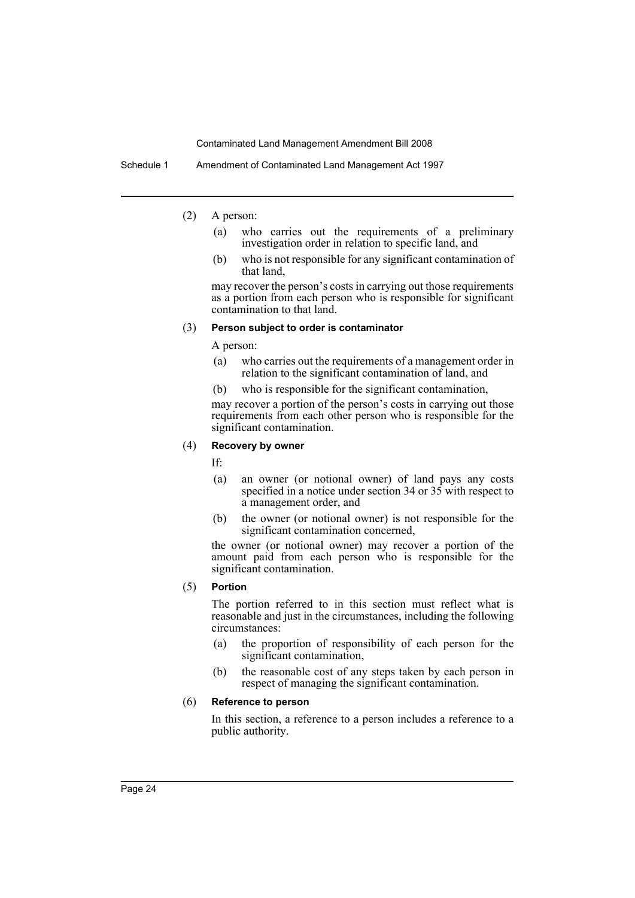(2) A person:

(a) who carries out the requirements of a preliminary investigation order in relation to specific land, and

(b) who is not responsible for any significant contamination of that land,

may recover the person's costs in carrying out those requirements as a portion from each person who is responsible for significant contamination to that land.

(3) **Person subject to order is contaminator**

A person:

(a) who carries out the requirements of a management order in relation to the significant contamination of land, and

(b) who is responsible for the significant contamination,

may recover a portion of the person's costs in carrying out those requirements from each other person who is responsible for the significant contamination.

(4) **Recovery by owner**

If:

(a) an owner (or notional owner) of land pays any costs specified in a notice under section 34 or 35 with respect to a management order, and

(b) the owner (or notional owner) is not responsible for the significant contamination concerned,

the owner (or notional owner) may recover a portion of the amount paid from each person who is responsible for the significant contamination.

(5) **Portion**

The portion referred to in this section must reflect what is reasonable and just in the circumstances, including the following circumstances:

(a) the proportion of responsibility of each person for the significant contamination,

(b) the reasonable cost of any steps taken by each person in respect of managing the significant contamination.

(6) **Reference to person**

In this section, a reference to a person includes a reference to a public authority.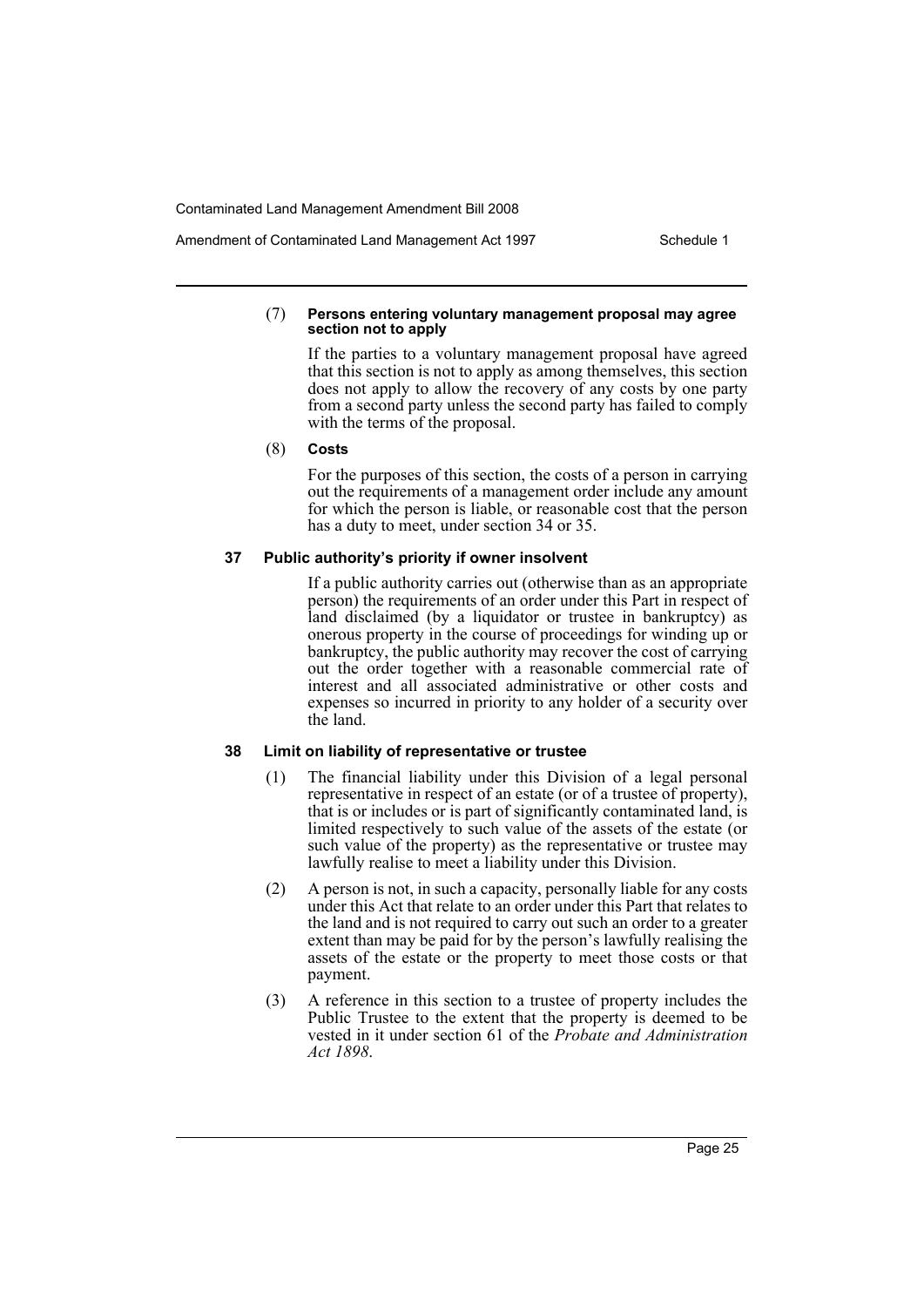(7) **Persons entering voluntary management proposal may agree section not to apply**

If the parties to a voluntary management proposal have agreed that this section is not to apply as among themselves, this section does not apply to allow the recovery of any costs by one party from a second party unless the second party has failed to comply with the terms of the proposal.

(8) **Costs**

For the purposes of this section, the costs of a person in carrying out the requirements of a management order include any amount for which the person is liable, or reasonable cost that the person has a duty to meet, under section 34 or 35.

### 37 Public authority's priority if owner insolvent

If a public authority carries out (otherwise than as an appropriate person) the requirements of an order under this Part in respect of land disclaimed (by a liquidator or trustee in bankruptcy) as onerous property in the course of proceedings for winding up or bankruptcy, the public authority may recover the cost of carrying out the order together with a reasonable commercial rate of interest and all associated administrative or other costs and expenses so incurred in priority to any holder of a security over the land.

### 38 Limit on liability of representative or trustee

(1) The financial liability under this Division of a legal personal representative in respect of an estate (or of a trustee of property), that is or includes or is part of significantly contaminated land, is limited respectively to such value of the assets of the estate (or such value of the property) as the representative or trustee may lawfully realise to meet a liability under this Division.

(2) A person is not, in such a capacity, personally liable for any costs under this Act that relate to an order under this Part that relates to the land and is not required to carry out such an order to a greater extent than may be paid for by the person's lawfully realising the assets of the estate or the property to meet those costs or that payment.

(3) A reference in this section to a trustee of property includes the Public Trustee to the extent that the property is deemed to be vested in it under section 61 of the *Probate and Administration Act 1898*.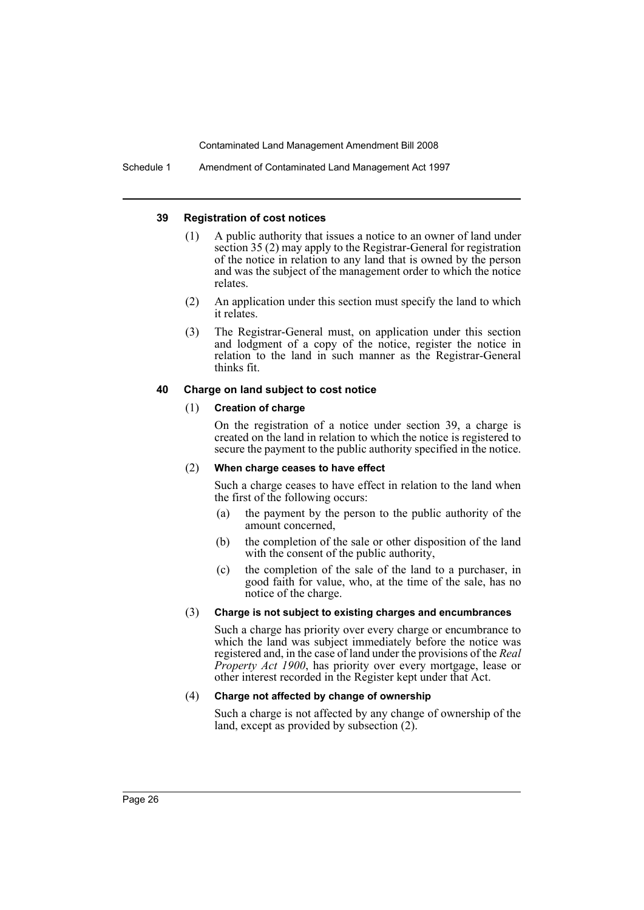### 39 Registration of cost notices

(1) A public authority that issues a notice to an owner of land under section 35 (2) may apply to the Registrar-General for registration of the notice in relation to any land that is owned by the person and was the subject of the management order to which the notice relates.

(2) An application under this section must specify the land to which it relates.

(3) The Registrar-General must, on application under this section and lodgment of a copy of the notice, register the notice in relation to the land in such manner as the Registrar-General thinks fit.

### 40 Charge on land subject to cost notice

(1) **Creation of charge**

On the registration of a notice under section 39, a charge is created on the land in relation to which the notice is registered to secure the payment to the public authority specified in the notice.

(2) **When charge ceases to have effect**

Such a charge ceases to have effect in relation to the land when the first of the following occurs:

(a) the payment by the person to the public authority of the amount concerned,

(b) the completion of the sale or other disposition of the land with the consent of the public authority,

(c) the completion of the sale of the land to a purchaser, in good faith for value, who, at the time of the sale, has no notice of the charge.

(3) **Charge is not subject to existing charges and encumbrances**

Such a charge has priority over every charge or encumbrance to which the land was subject immediately before the notice was registered and, in the case of land under the provisions of the *Real Property Act 1900*, has priority over every mortgage, lease or other interest recorded in the Register kept under that Act.

(4) **Charge not affected by change of ownership**

Such a charge is not affected by any change of ownership of the land, except as provided by subsection (2).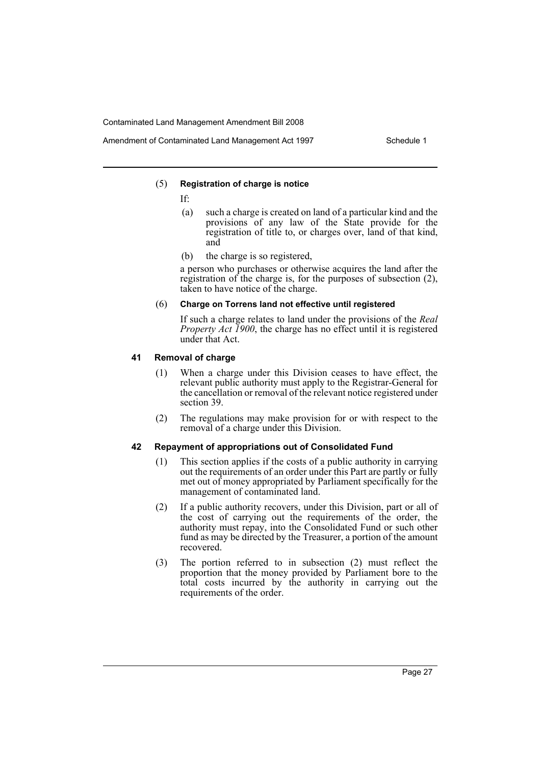(5) **Registration of charge is notice**

If:

(a) such a charge is created on land of a particular kind and the provisions of any law of the State provide for the registration of title to, or charges over, land of that kind, and

(b) the charge is so registered,

a person who purchases or otherwise acquires the land after the registration of the charge is, for the purposes of subsection (2), taken to have notice of the charge.

(6) **Charge on Torrens land not effective until registered**

If such a charge relates to land under the provisions of the *Real Property Act 1900*, the charge has no effect until it is registered under that Act.

### 41 Removal of charge

(1) When a charge under this Division ceases to have effect, the relevant public authority must apply to the Registrar-General for the cancellation or removal of the relevant notice registered under section 39.

(2) The regulations may make provision for or with respect to the removal of a charge under this Division.

### 42 Repayment of appropriations out of Consolidated Fund

(1) This section applies if the costs of a public authority in carrying out the requirements of an order under this Part are partly or fully met out of money appropriated by Parliament specifically for the management of contaminated land.

(2) If a public authority recovers, under this Division, part or all of the cost of carrying out the requirements of the order, the authority must repay, into the Consolidated Fund or such other fund as may be directed by the Treasurer, a portion of the amount recovered.

(3) The portion referred to in subsection (2) must reflect the proportion that the money provided by Parliament bore to the total costs incurred by the authority in carrying out the requirements of the order.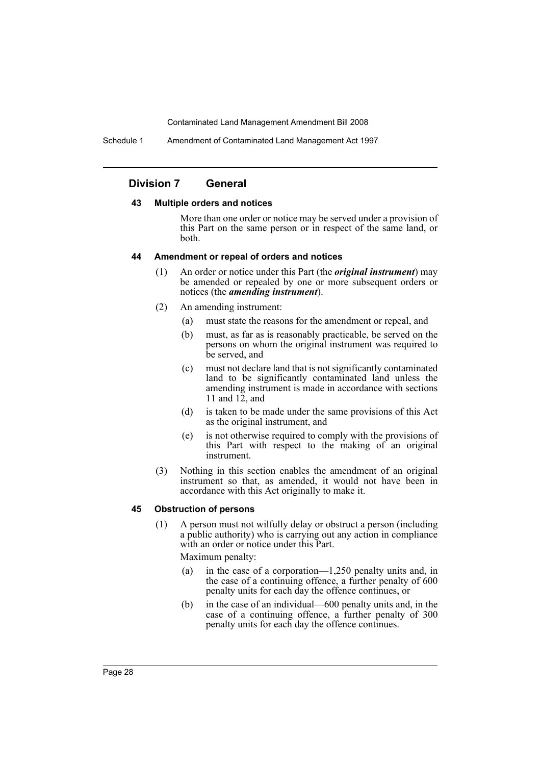## Division 7 General

### 43 Multiple orders and notices

More than one order or notice may be served under a provision of this Part on the same person or in respect of the same land, or both.

### 44 Amendment or repeal of orders and notices

(1) An order or notice under this Part (the ***original instrument***) may be amended or repealed by one or more subsequent orders or notices (the ***amending instrument***).

(2) An amending instrument:

- (a) must state the reasons for the amendment or repeal, and
- (b) must, as far as is reasonably practicable, be served on the persons on whom the original instrument was required to be served, and
- (c) must not declare land that is not significantly contaminated land to be significantly contaminated land unless the amending instrument is made in accordance with sections 11 and 12, and
- (d) is taken to be made under the same provisions of this Act as the original instrument, and
- (e) is not otherwise required to comply with the provisions of this Part with respect to the making of an original instrument.

(3) Nothing in this section enables the amendment of an original instrument so that, as amended, it would not have been in accordance with this Act originally to make it.

### 45 Obstruction of persons

(1) A person must not wilfully delay or obstruct a person (including a public authority) who is carrying out any action in compliance with an order or notice under this Part.

Maximum penalty:

- (a) in the case of a corporation—1,250 penalty units and, in the case of a continuing offence, a further penalty of 600 penalty units for each day the offence continues, or
- (b) in the case of an individual—600 penalty units and, in the case of a continuing offence, a further penalty of 300 penalty units for each day the offence continues.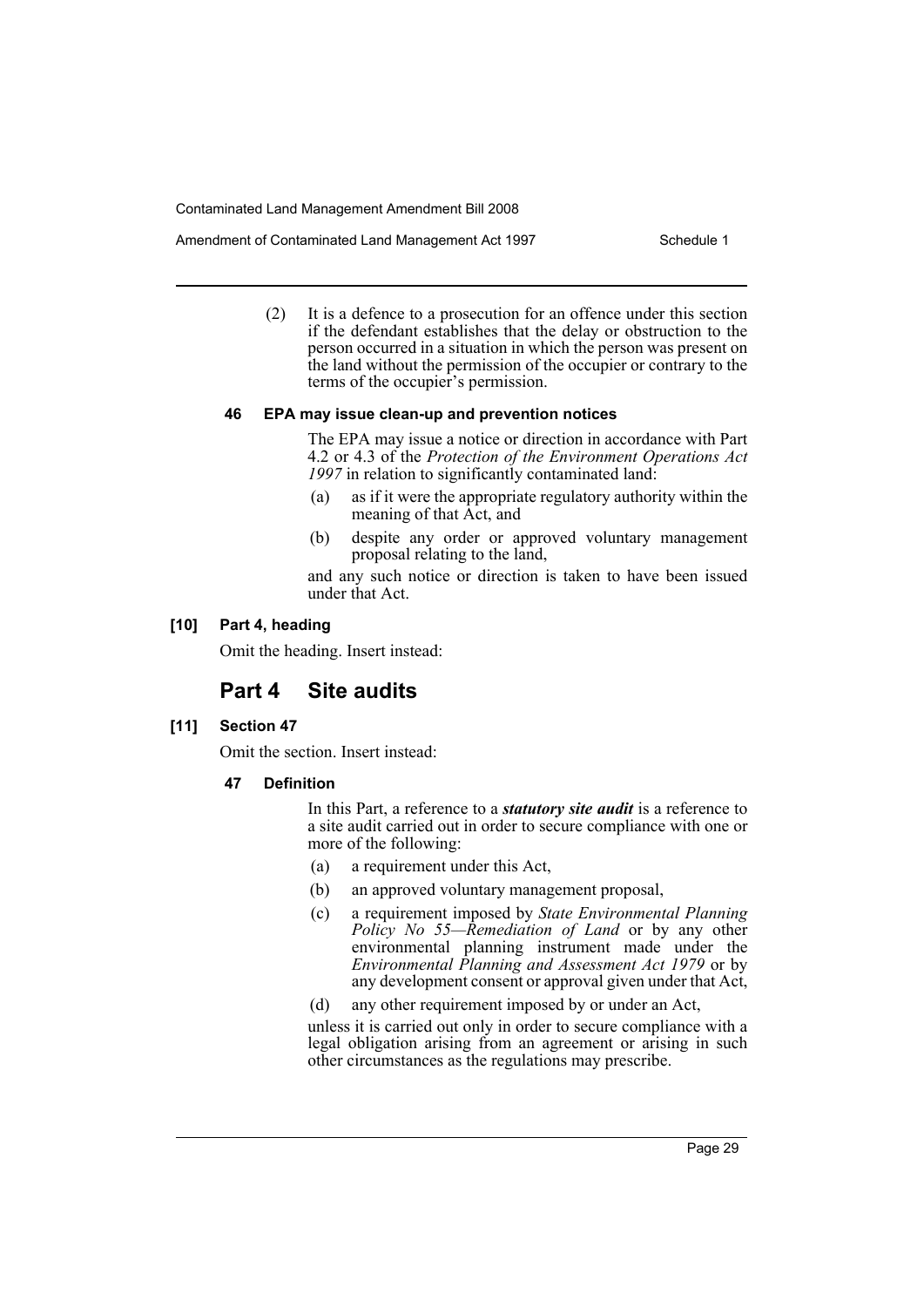(2) It is a defence to a prosecution for an offence under this section if the defendant establishes that the delay or obstruction to the person occurred in a situation in which the person was present on the land without the permission of the occupier or contrary to the terms of the occupier's permission.

#### 46 EPA may issue clean-up and prevention notices

The EPA may issue a notice or direction in accordance with Part 4.2 or 4.3 of the *Protection of the Environment Operations Act 1997* in relation to significantly contaminated land:

- (a) as if it were the appropriate regulatory authority within the meaning of that Act, and
- (b) despite any order or approved voluntary management proposal relating to the land,

and any such notice or direction is taken to have been issued under that Act.

### [10] Part 4, heading

Omit the heading. Insert instead:

## Part 4 Site audits

### [11] Section 47

Omit the section. Insert instead:

#### 47 Definition

In this Part, a reference to a ***statutory site audit*** is a reference to a site audit carried out in order to secure compliance with one or more of the following:

- (a) a requirement under this Act,
- (b) an approved voluntary management proposal,
- (c) a requirement imposed by *State Environmental Planning Policy No 55—Remediation of Land* or by any other environmental planning instrument made under the *Environmental Planning and Assessment Act 1979* or by any development consent or approval given under that Act,
- (d) any other requirement imposed by or under an Act,

unless it is carried out only in order to secure compliance with a legal obligation arising from an agreement or arising in such other circumstances as the regulations may prescribe.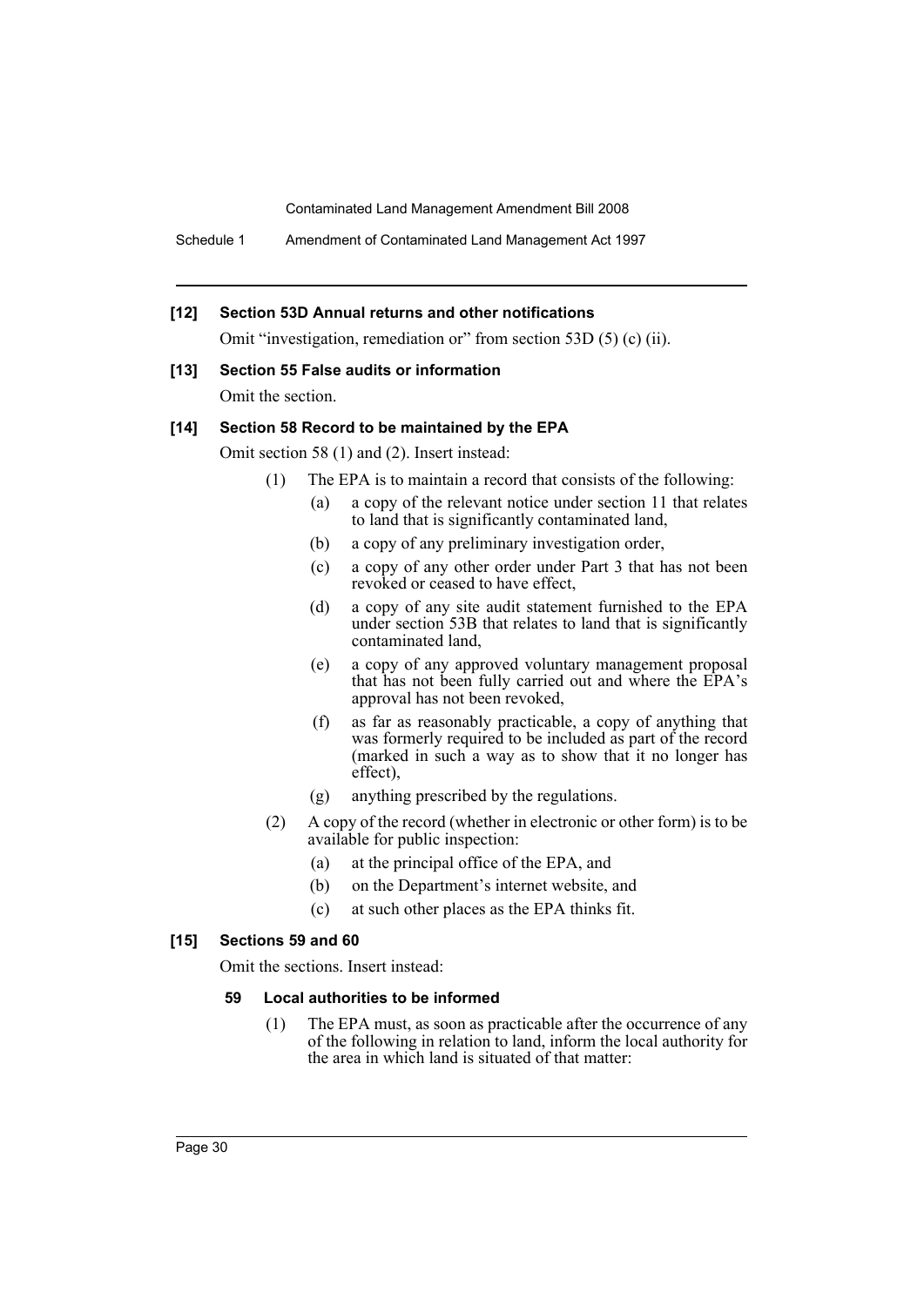**[12] Section 53D Annual returns and other notifications**

Omit "investigation, remediation or" from section 53D (5) (c) (ii).

**[13] Section 55 False audits or information**

Omit the section.

**[14] Section 58 Record to be maintained by the EPA**

Omit section 58 (1) and (2). Insert instead:

(1) The EPA is to maintain a record that consists of the following:

- (a) a copy of the relevant notice under section 11 that relates to land that is significantly contaminated land,
- (b) a copy of any preliminary investigation order,
- (c) a copy of any other order under Part 3 that has not been revoked or ceased to have effect,
- (d) a copy of any site audit statement furnished to the EPA under section 53B that relates to land that is significantly contaminated land,
- (e) a copy of any approved voluntary management proposal that has not been fully carried out and where the EPA's approval has not been revoked,
- (f) as far as reasonably practicable, a copy of anything that was formerly required to be included as part of the record (marked in such a way as to show that it no longer has effect),
- (g) anything prescribed by the regulations.

(2) A copy of the record (whether in electronic or other form) is to be available for public inspection:

- (a) at the principal office of the EPA, and
- (b) on the Department's internet website, and
- (c) at such other places as the EPA thinks fit.

**[15] Sections 59 and 60**

Omit the sections. Insert instead:

**59 Local authorities to be informed**

(1) The EPA must, as soon as practicable after the occurrence of any of the following in relation to land, inform the local authority for the area in which land is situated of that matter: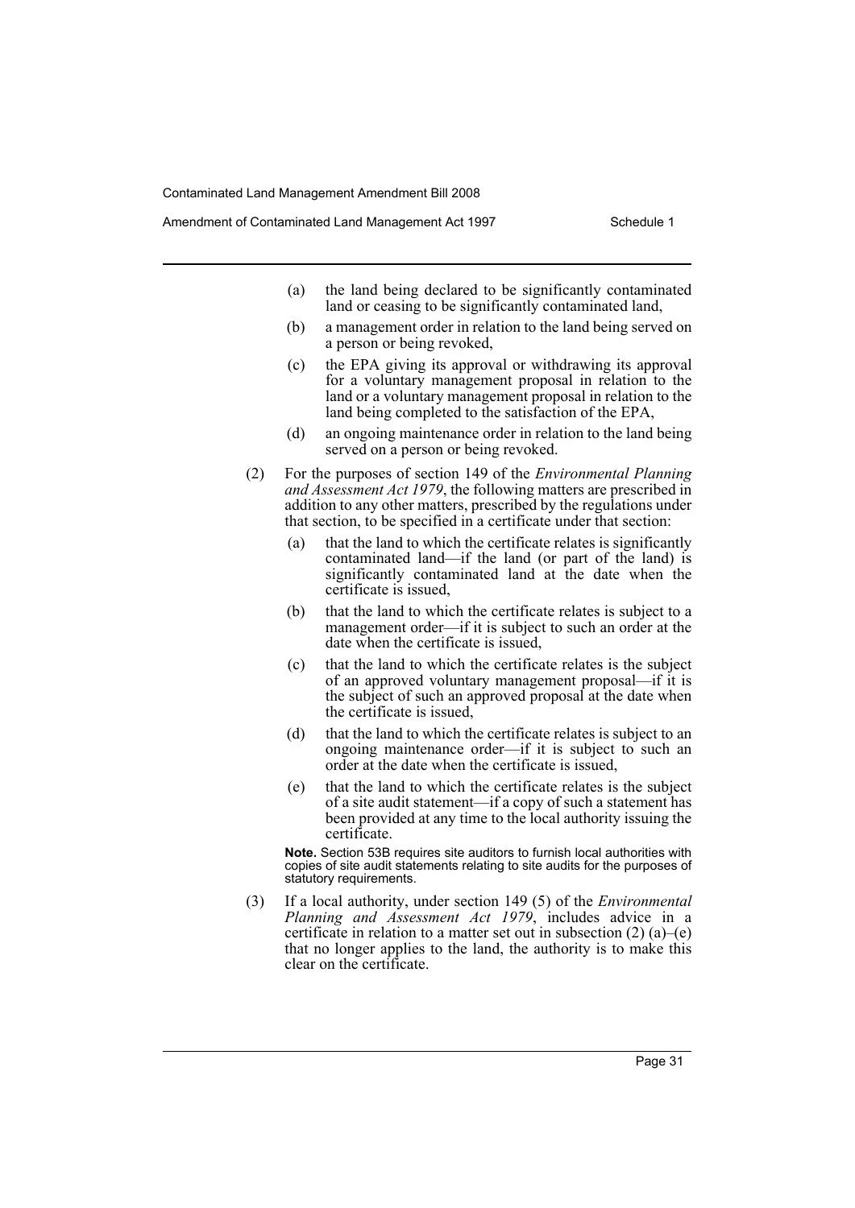(a) the land being declared to be significantly contaminated land or ceasing to be significantly contaminated land,

(b) a management order in relation to the land being served on a person or being revoked,

(c) the EPA giving its approval or withdrawing its approval for a voluntary management proposal in relation to the land or a voluntary management proposal in relation to the land being completed to the satisfaction of the EPA,

(d) an ongoing maintenance order in relation to the land being served on a person or being revoked.

(2) For the purposes of section 149 of the *Environmental Planning and Assessment Act 1979*, the following matters are prescribed in addition to any other matters, prescribed by the regulations under that section, to be specified in a certificate under that section:

(a) that the land to which the certificate relates is significantly contaminated land—if the land (or part of the land) is significantly contaminated land at the date when the certificate is issued,

(b) that the land to which the certificate relates is subject to a management order—if it is subject to such an order at the date when the certificate is issued,

(c) that the land to which the certificate relates is the subject of an approved voluntary management proposal—if it is the subject of such an approved proposal at the date when the certificate is issued,

(d) that the land to which the certificate relates is subject to an ongoing maintenance order—if it is subject to such an order at the date when the certificate is issued,

(e) that the land to which the certificate relates is the subject of a site audit statement—if a copy of such a statement has been provided at any time to the local authority issuing the certificate.

**Note.** Section 53B requires site auditors to furnish local authorities with copies of site audit statements relating to site audits for the purposes of statutory requirements.

(3) If a local authority, under section 149 (5) of the *Environmental Planning and Assessment Act 1979*, includes advice in a certificate in relation to a matter set out in subsection (2) (a)–(e) that no longer applies to the land, the authority is to make this clear on the certificate.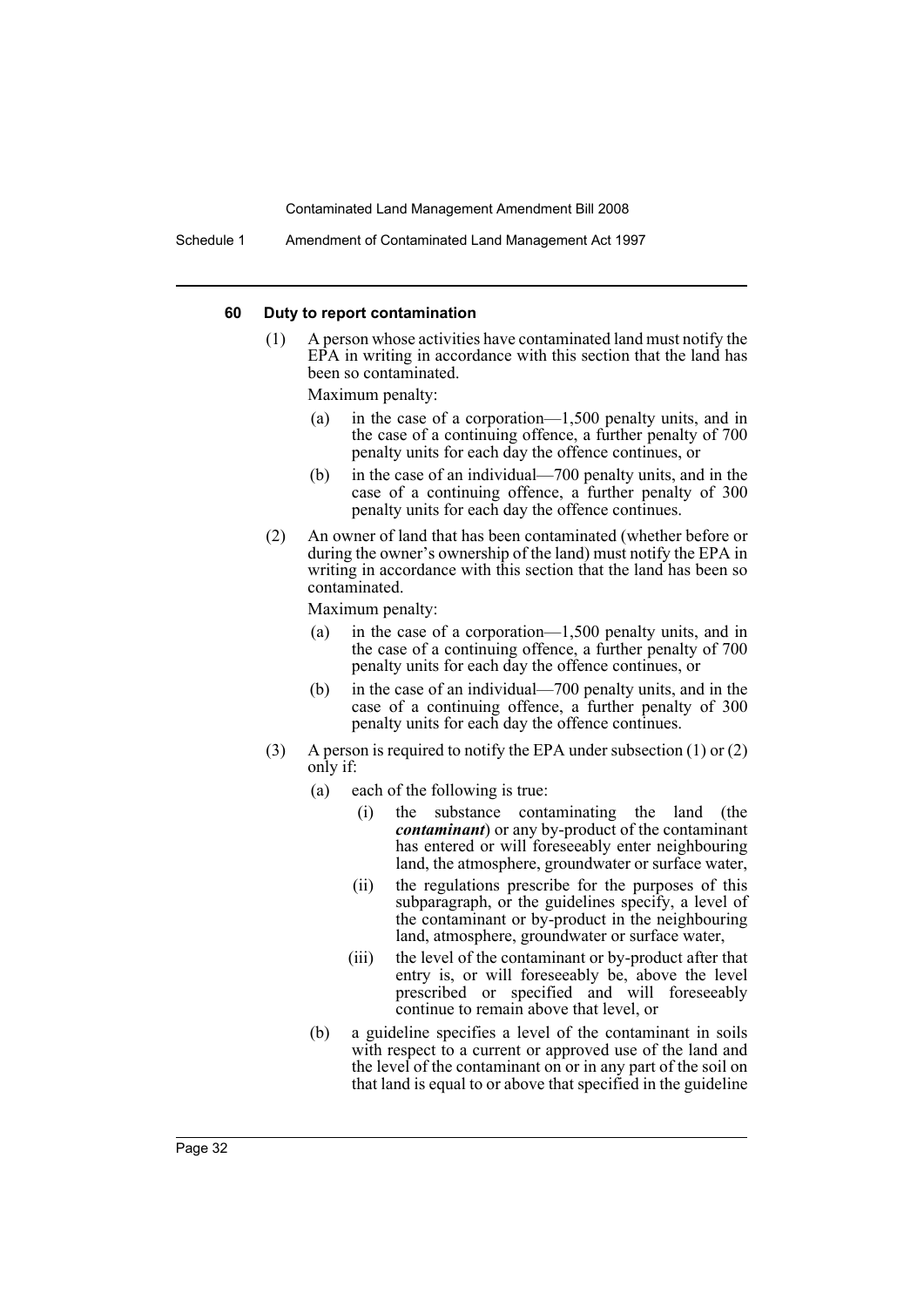#### 60 Duty to report contamination

(1) A person whose activities have contaminated land must notify the EPA in writing in accordance with this section that the land has been so contaminated.

Maximum penalty:

- (a) in the case of a corporation—1,500 penalty units, and in the case of a continuing offence, a further penalty of 700 penalty units for each day the offence continues, or
- (b) in the case of an individual—700 penalty units, and in the case of a continuing offence, a further penalty of 300 penalty units for each day the offence continues.

(2) An owner of land that has been contaminated (whether before or during the owner's ownership of the land) must notify the EPA in writing in accordance with this section that the land has been so contaminated.

Maximum penalty:

- (a) in the case of a corporation—1,500 penalty units, and in the case of a continuing offence, a further penalty of 700 penalty units for each day the offence continues, or
- (b) in the case of an individual—700 penalty units, and in the case of a continuing offence, a further penalty of 300 penalty units for each day the offence continues.

(3) A person is required to notify the EPA under subsection (1) or (2) only if:

- (a) each of the following is true:
  - (i) the substance contaminating the land (the ***contaminant***) or any by-product of the contaminant has entered or will foreseeably enter neighbouring land, the atmosphere, groundwater or surface water,
  - (ii) the regulations prescribe for the purposes of this subparagraph, or the guidelines specify, a level of the contaminant or by-product in the neighbouring land, atmosphere, groundwater or surface water,
  - (iii) the level of the contaminant or by-product after that entry is, or will foreseeably be, above the level prescribed or specified and will foreseeably continue to remain above that level, or
- (b) a guideline specifies a level of the contaminant in soils with respect to a current or approved use of the land and the level of the contaminant on or in any part of the soil on that land is equal to or above that specified in the guideline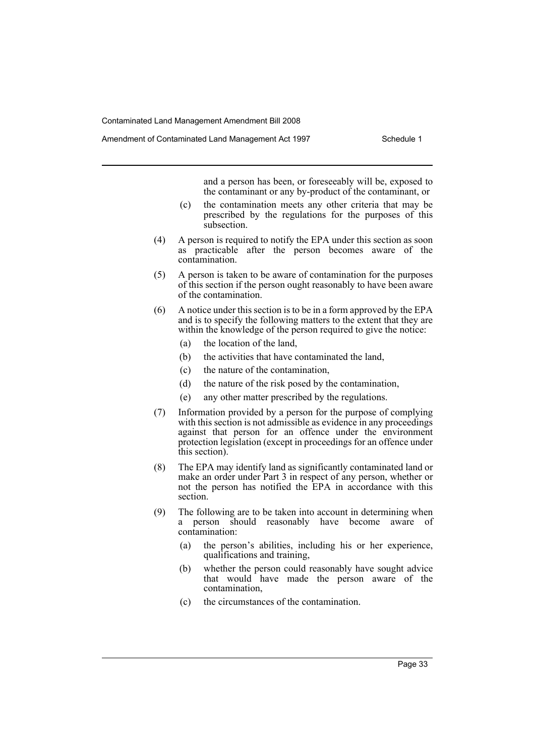and a person has been, or foreseeably will be, exposed to the contaminant or any by-product of the contaminant, or

(c) the contamination meets any other criteria that may be prescribed by the regulations for the purposes of this subsection.

(4) A person is required to notify the EPA under this section as soon as practicable after the person becomes aware of the contamination.

(5) A person is taken to be aware of contamination for the purposes of this section if the person ought reasonably to have been aware of the contamination.

(6) A notice under this section is to be in a form approved by the EPA and is to specify the following matters to the extent that they are within the knowledge of the person required to give the notice:

(a) the location of the land,

(b) the activities that have contaminated the land,

(c) the nature of the contamination,

(d) the nature of the risk posed by the contamination,

(e) any other matter prescribed by the regulations.

(7) Information provided by a person for the purpose of complying with this section is not admissible as evidence in any proceedings against that person for an offence under the environment protection legislation (except in proceedings for an offence under this section).

(8) The EPA may identify land as significantly contaminated land or make an order under Part 3 in respect of any person, whether or not the person has notified the EPA in accordance with this section.

(9) The following are to be taken into account in determining when a person should reasonably have become aware of contamination:

(a) the person's abilities, including his or her experience, qualifications and training,

(b) whether the person could reasonably have sought advice that would have made the person aware of the contamination,

(c) the circumstances of the contamination.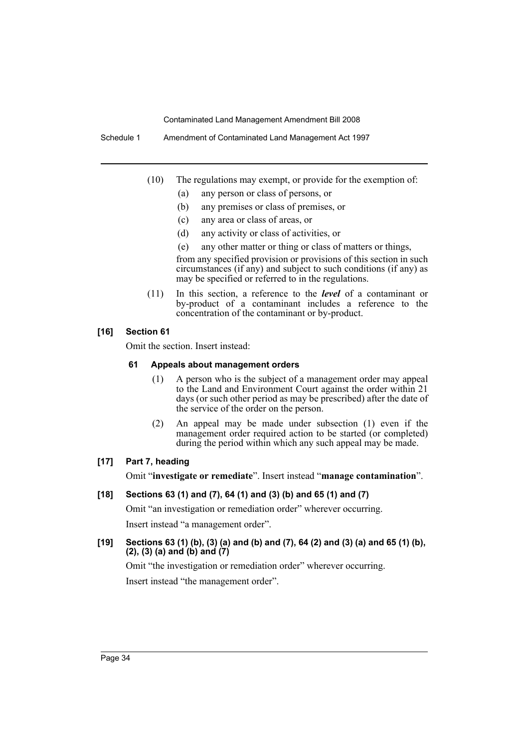(10) The regulations may exempt, or provide for the exemption of:

- (a) any person or class of persons, or
- (b) any premises or class of premises, or
- (c) any area or class of areas, or
- (d) any activity or class of activities, or
- (e) any other matter or thing or class of matters or things,

from any specified provision or provisions of this section in such circumstances (if any) and subject to such conditions (if any) as may be specified or referred to in the regulations.

(11) In this section, a reference to the ***level*** of a contaminant or by-product of a contaminant includes a reference to the concentration of the contaminant or by-product.

### [16] Section 61

Omit the section. Insert instead:

#### 61 Appeals about management orders

(1) A person who is the subject of a management order may appeal to the Land and Environment Court against the order within 21 days (or such other period as may be prescribed) after the date of the service of the order on the person.

(2) An appeal may be made under subsection (1) even if the management order required action to be started (or completed) during the period within which any such appeal may be made.

### [17] Part 7, heading

Omit "**investigate or remediate**". Insert instead "**manage contamination**".

### [18] Sections 63 (1) and (7), 64 (1) and (3) (b) and 65 (1) and (7)

Omit "an investigation or remediation order" wherever occurring.

Insert instead "a management order".

### [19] Sections 63 (1) (b), (3) (a) and (b) and (7), 64 (2) and (3) (a) and 65 (1) (b), (2), (3) (a) and (b) and (7)

Omit "the investigation or remediation order" wherever occurring.

Insert instead "the management order".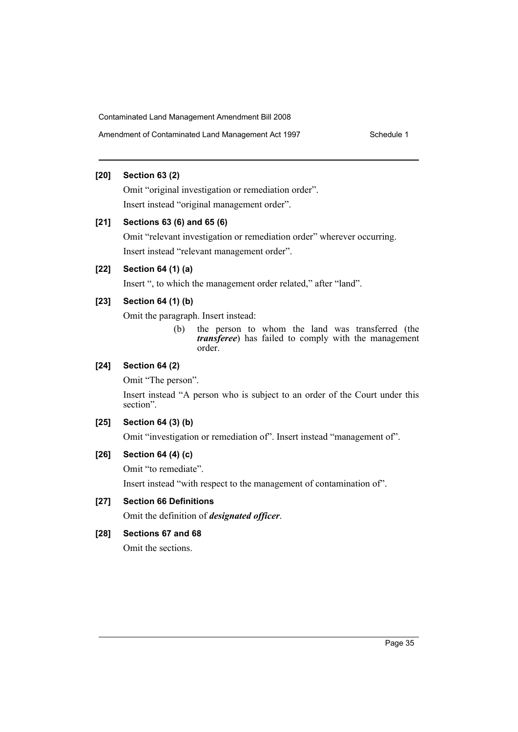**[20] Section 63 (2)**

Omit "original investigation or remediation order".

Insert instead "original management order".

**[21] Sections 63 (6) and 65 (6)**

Omit "relevant investigation or remediation order" wherever occurring.

Insert instead "relevant management order".

**[22] Section 64 (1) (a)**

Insert ", to which the management order related," after "land".

**[23] Section 64 (1) (b)**

Omit the paragraph. Insert instead:

> (b) the person to whom the land was transferred (the ***transferee***) has failed to comply with the management order.

**[24] Section 64 (2)**

Omit "The person".

Insert instead "A person who is subject to an order of the Court under this section".

**[25] Section 64 (3) (b)**

Omit "investigation or remediation of". Insert instead "management of".

**[26] Section 64 (4) (c)**

Omit "to remediate".

Insert instead "with respect to the management of contamination of".

**[27] Section 66 Definitions**

Omit the definition of ***designated officer***.

**[28] Sections 67 and 68**

Omit the sections.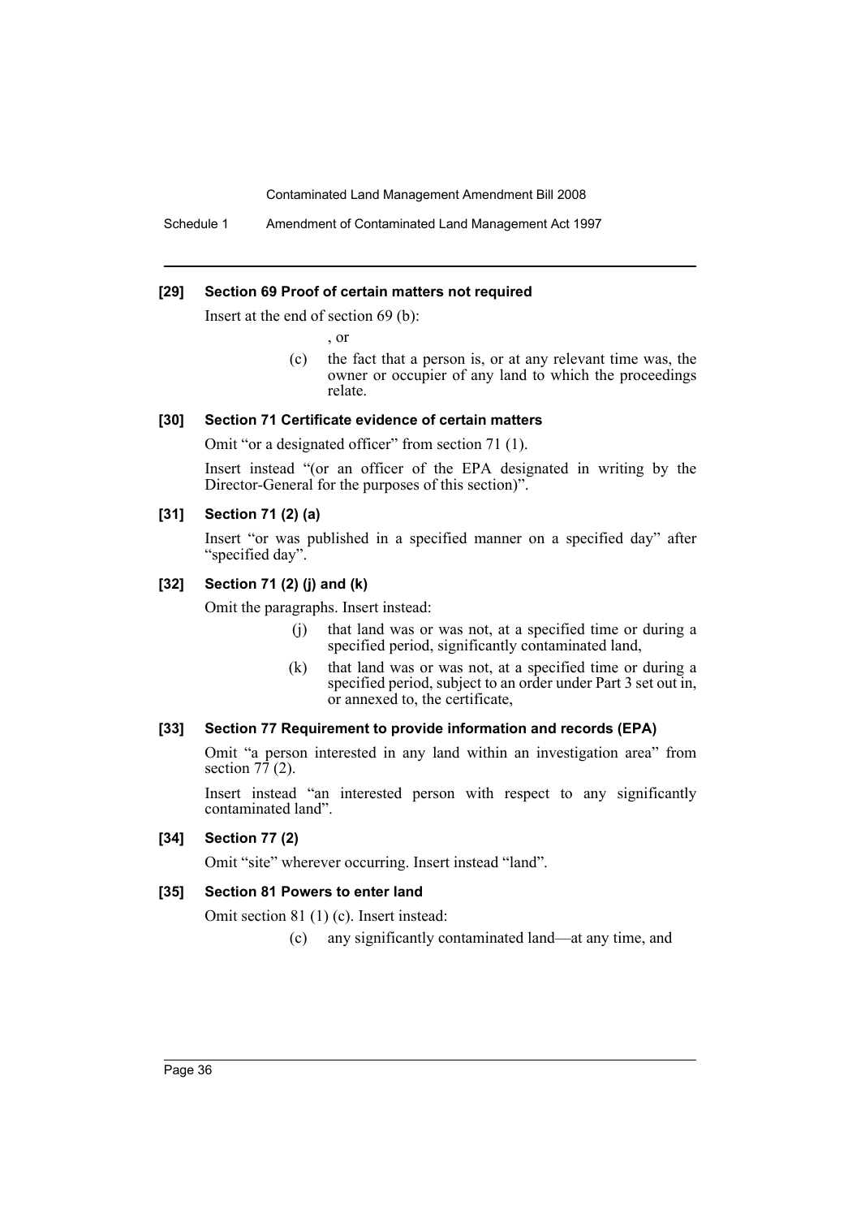### [29] Section 69 Proof of certain matters not required

Insert at the end of section 69 (b):

, or

(c) the fact that a person is, or at any relevant time was, the owner or occupier of any land to which the proceedings relate.

### [30] Section 71 Certificate evidence of certain matters

Omit "or a designated officer" from section 71 (1).

Insert instead "(or an officer of the EPA designated in writing by the Director-General for the purposes of this section)".

### [31] Section 71 (2) (a)

Insert "or was published in a specified manner on a specified day" after "specified day".

### [32] Section 71 (2) (j) and (k)

Omit the paragraphs. Insert instead:

(j) that land was or was not, at a specified time or during a specified period, significantly contaminated land,

(k) that land was or was not, at a specified time or during a specified period, subject to an order under Part 3 set out in, or annexed to, the certificate,

### [33] Section 77 Requirement to provide information and records (EPA)

Omit "a person interested in any land within an investigation area" from section 77 (2).

Insert instead "an interested person with respect to any significantly contaminated land".

### [34] Section 77 (2)

Omit "site" wherever occurring. Insert instead "land".

### [35] Section 81 Powers to enter land

Omit section 81 (1) (c). Insert instead:

(c) any significantly contaminated land—at any time, and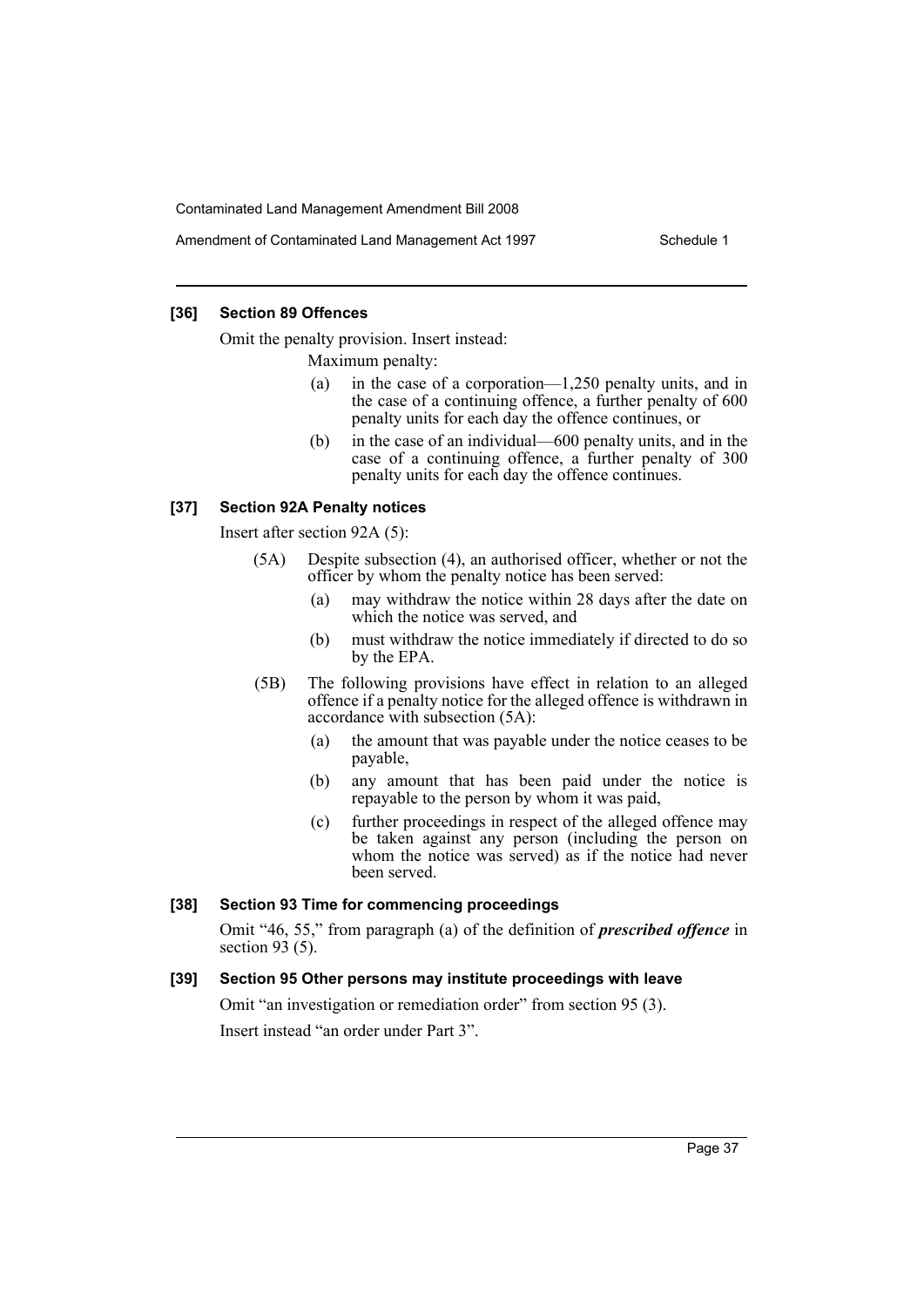#### [36] Section 89 Offences

Omit the penalty provision. Insert instead:

Maximum penalty:

(a) in the case of a corporation—1,250 penalty units, and in the case of a continuing offence, a further penalty of 600 penalty units for each day the offence continues, or

(b) in the case of an individual—600 penalty units, and in the case of a continuing offence, a further penalty of 300 penalty units for each day the offence continues.

#### [37] Section 92A Penalty notices

Insert after section 92A (5):

(5A) Despite subsection (4), an authorised officer, whether or not the officer by whom the penalty notice has been served:

(a) may withdraw the notice within 28 days after the date on which the notice was served, and

(b) must withdraw the notice immediately if directed to do so by the EPA.

(5B) The following provisions have effect in relation to an alleged offence if a penalty notice for the alleged offence is withdrawn in accordance with subsection (5A):

(a) the amount that was payable under the notice ceases to be payable,

(b) any amount that has been paid under the notice is repayable to the person by whom it was paid,

(c) further proceedings in respect of the alleged offence may be taken against any person (including the person on whom the notice was served) as if the notice had never been served.

#### [38] Section 93 Time for commencing proceedings

Omit "46, 55," from paragraph (a) of the definition of ***prescribed offence*** in section 93 (5).

#### [39] Section 95 Other persons may institute proceedings with leave

Omit "an investigation or remediation order" from section 95 (3).

Insert instead "an order under Part 3".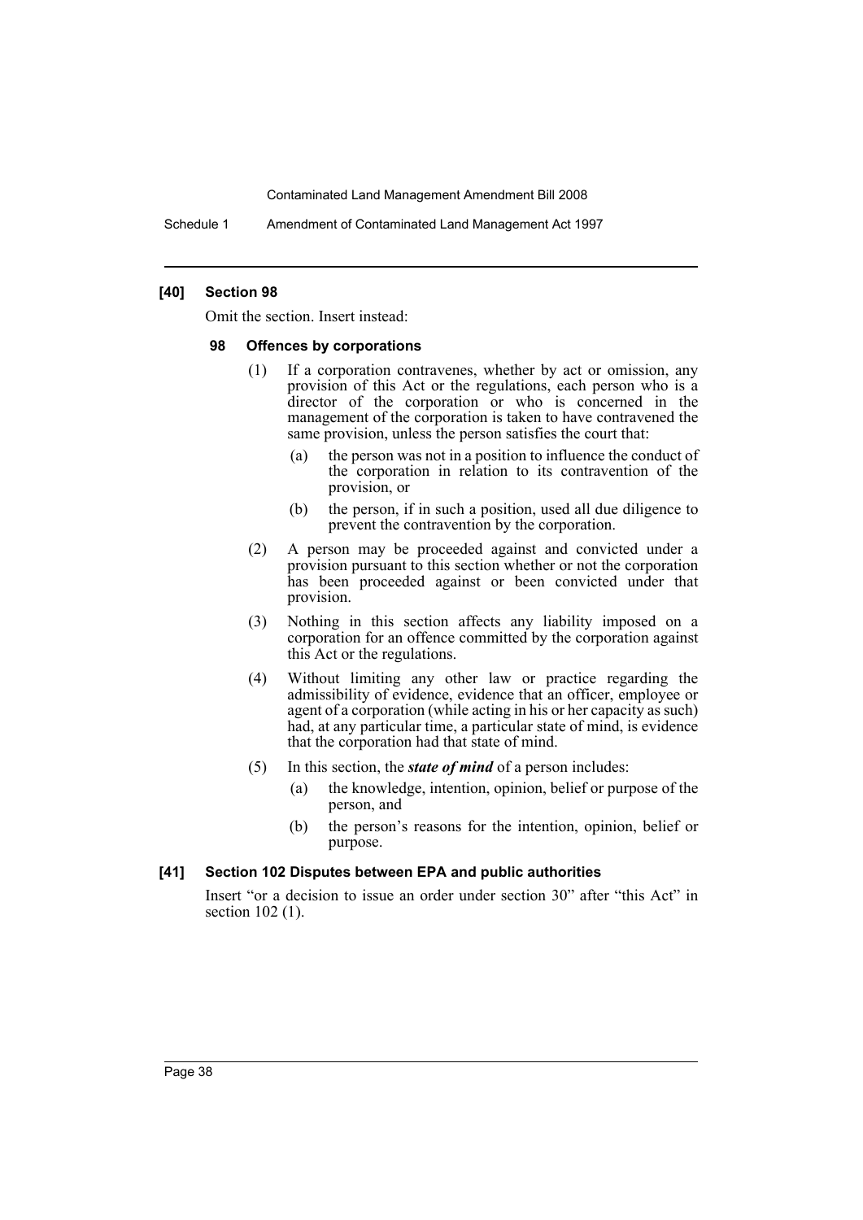#### [40] Section 98

Omit the section. Insert instead:

##### 98 Offences by corporations

(1) If a corporation contravenes, whether by act or omission, any provision of this Act or the regulations, each person who is a director of the corporation or who is concerned in the management of the corporation is taken to have contravened the same provision, unless the person satisfies the court that:

(a) the person was not in a position to influence the conduct of the corporation in relation to its contravention of the provision, or

(b) the person, if in such a position, used all due diligence to prevent the contravention by the corporation.

(2) A person may be proceeded against and convicted under a provision pursuant to this section whether or not the corporation has been proceeded against or been convicted under that provision.

(3) Nothing in this section affects any liability imposed on a corporation for an offence committed by the corporation against this Act or the regulations.

(4) Without limiting any other law or practice regarding the admissibility of evidence, evidence that an officer, employee or agent of a corporation (while acting in his or her capacity as such) had, at any particular time, a particular state of mind, is evidence that the corporation had that state of mind.

(5) In this section, the ***state of mind*** of a person includes:

(a) the knowledge, intention, opinion, belief or purpose of the person, and

(b) the person's reasons for the intention, opinion, belief or purpose.

#### [41] Section 102 Disputes between EPA and public authorities

Insert "or a decision to issue an order under section 30" after "this Act" in section 102 (1).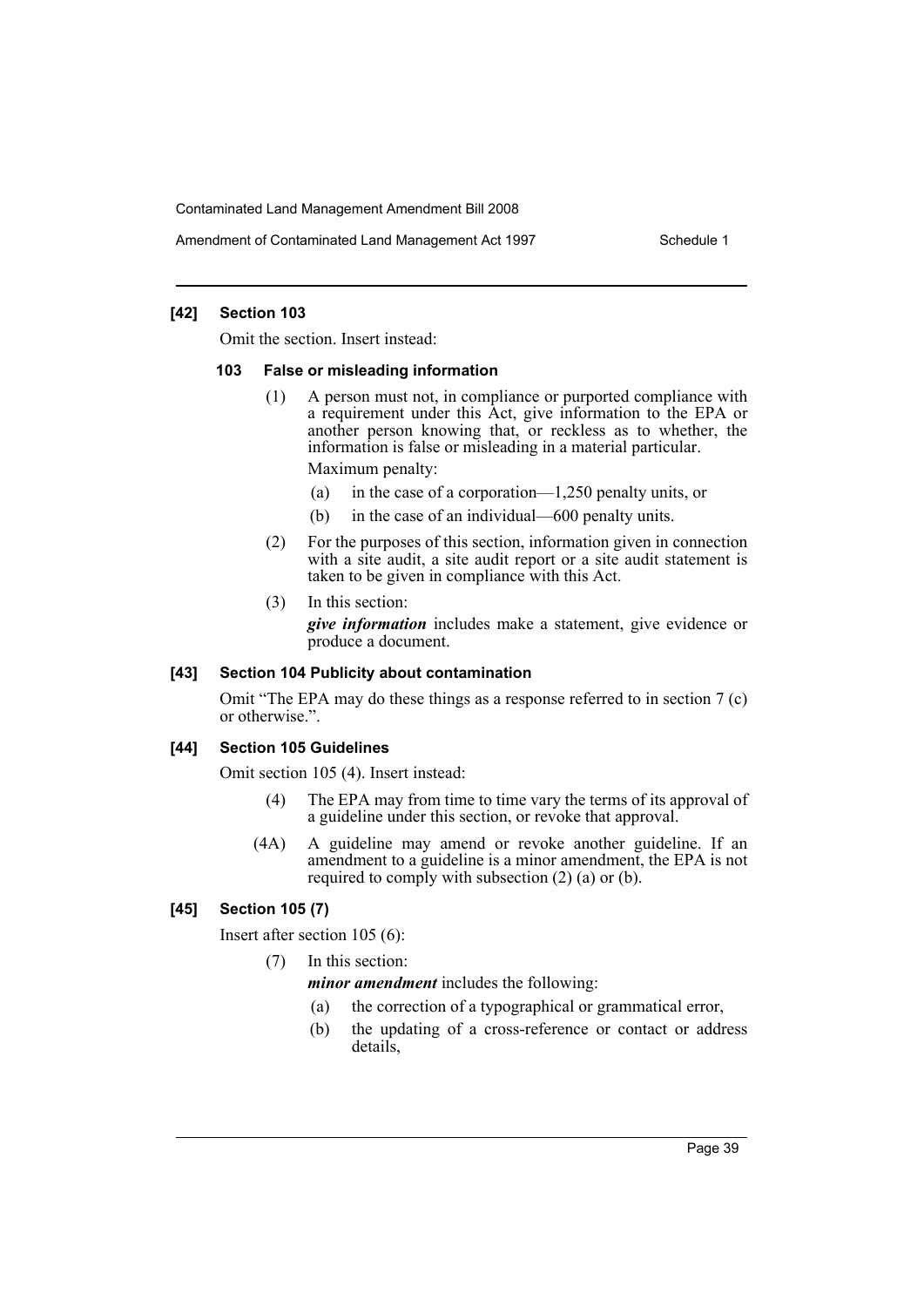**[42] Section 103**

Omit the section. Insert instead:

**103 False or misleading information**

(1) A person must not, in compliance or purported compliance with a requirement under this Act, give information to the EPA or another person knowing that, or reckless as to whether, the information is false or misleading in a material particular.

Maximum penalty:

(a) in the case of a corporation—1,250 penalty units, or

(b) in the case of an individual—600 penalty units.

(2) For the purposes of this section, information given in connection with a site audit, a site audit report or a site audit statement is taken to be given in compliance with this Act.

(3) In this section:

***give information*** includes make a statement, give evidence or produce a document.

**[43] Section 104 Publicity about contamination**

Omit "The EPA may do these things as a response referred to in section 7 (c) or otherwise.".

**[44] Section 105 Guidelines**

Omit section 105 (4). Insert instead:

(4) The EPA may from time to time vary the terms of its approval of a guideline under this section, or revoke that approval.

(4A) A guideline may amend or revoke another guideline. If an amendment to a guideline is a minor amendment, the EPA is not required to comply with subsection (2) (a) or (b).

**[45] Section 105 (7)**

Insert after section 105 (6):

(7) In this section:

***minor amendment*** includes the following:

(a) the correction of a typographical or grammatical error,

(b) the updating of a cross-reference or contact or address details,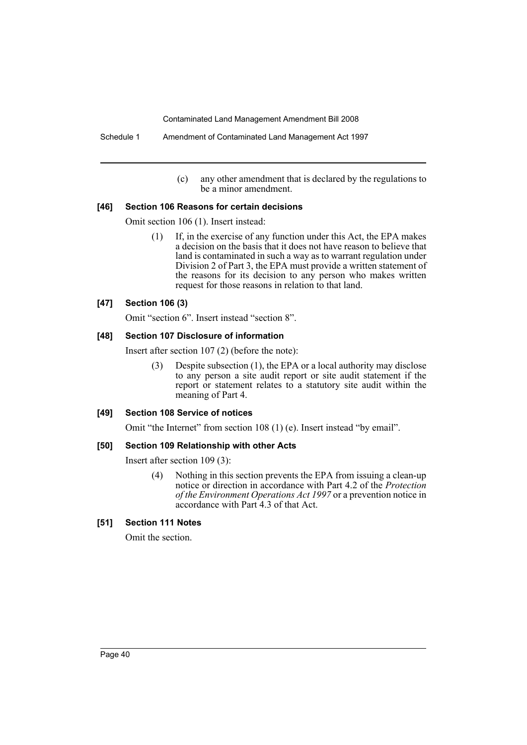(c) any other amendment that is declared by the regulations to be a minor amendment.

### [46] Section 106 Reasons for certain decisions

Omit section 106 (1). Insert instead:

(1) If, in the exercise of any function under this Act, the EPA makes a decision on the basis that it does not have reason to believe that land is contaminated in such a way as to warrant regulation under Division 2 of Part 3, the EPA must provide a written statement of the reasons for its decision to any person who makes written request for those reasons in relation to that land.

### [47] Section 106 (3)

Omit "section 6". Insert instead "section 8".

### [48] Section 107 Disclosure of information

Insert after section 107 (2) (before the note):

(3) Despite subsection (1), the EPA or a local authority may disclose to any person a site audit report or site audit statement if the report or statement relates to a statutory site audit within the meaning of Part 4.

### [49] Section 108 Service of notices

Omit "the Internet" from section 108 (1) (e). Insert instead "by email".

### [50] Section 109 Relationship with other Acts

Insert after section 109 (3):

(4) Nothing in this section prevents the EPA from issuing a clean-up notice or direction in accordance with Part 4.2 of the *Protection of the Environment Operations Act 1997* or a prevention notice in accordance with Part 4.3 of that Act.

### [51] Section 111 Notes

Omit the section.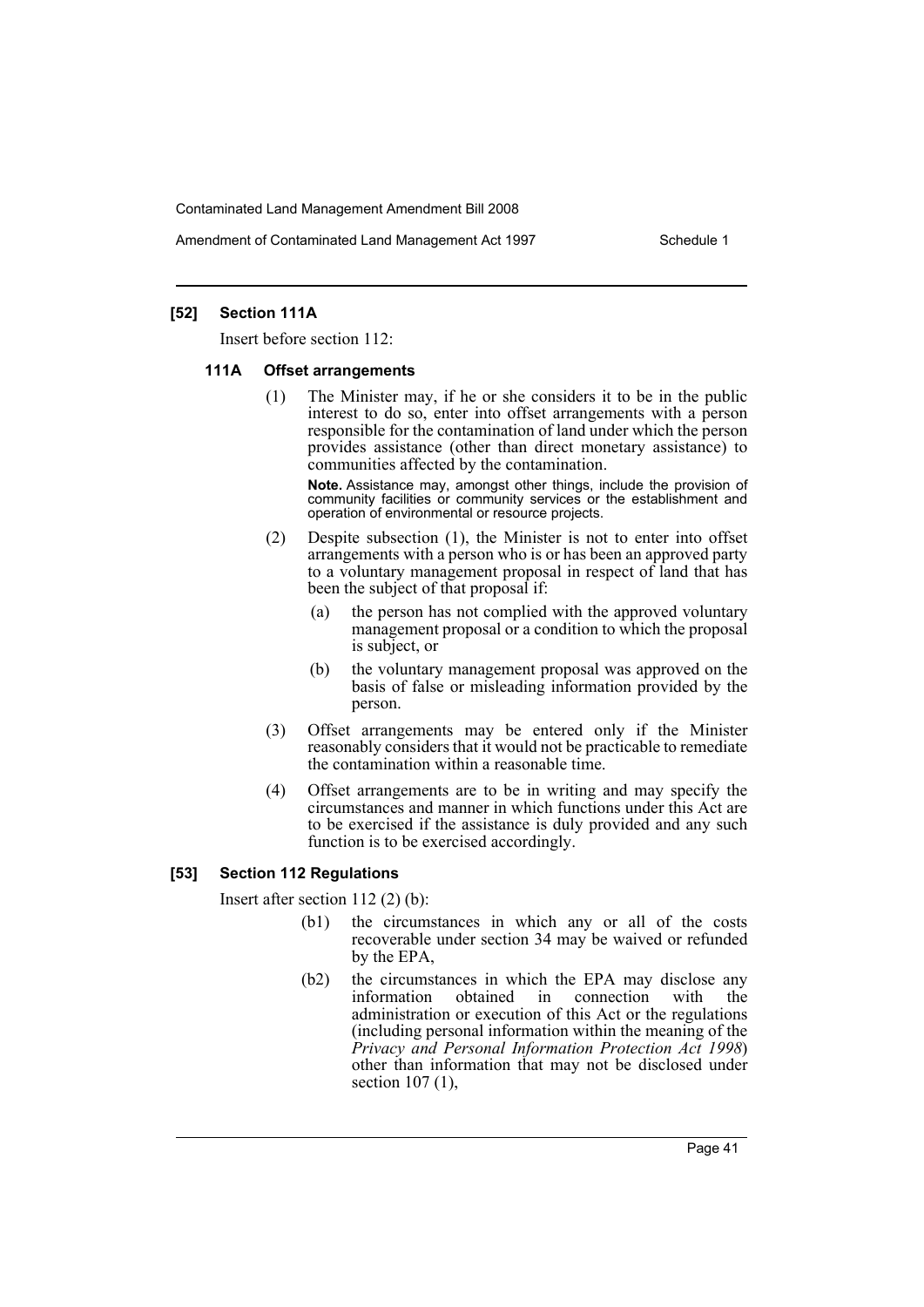### [52] Section 111A

Insert before section 112:

#### 111A Offset arrangements

(1) The Minister may, if he or she considers it to be in the public interest to do so, enter into offset arrangements with a person responsible for the contamination of land under which the person provides assistance (other than direct monetary assistance) to communities affected by the contamination.

**Note.** Assistance may, amongst other things, include the provision of community facilities or community services or the establishment and operation of environmental or resource projects.

(2) Despite subsection (1), the Minister is not to enter into offset arrangements with a person who is or has been an approved party to a voluntary management proposal in respect of land that has been the subject of that proposal if:

(a) the person has not complied with the approved voluntary management proposal or a condition to which the proposal is subject, or

(b) the voluntary management proposal was approved on the basis of false or misleading information provided by the person.

(3) Offset arrangements may be entered only if the Minister reasonably considers that it would not be practicable to remediate the contamination within a reasonable time.

(4) Offset arrangements are to be in writing and may specify the circumstances and manner in which functions under this Act are to be exercised if the assistance is duly provided and any such function is to be exercised accordingly.

### [53] Section 112 Regulations

Insert after section 112 (2) (b):

(b1) the circumstances in which any or all of the costs recoverable under section 34 may be waived or refunded by the EPA,

(b2) the circumstances in which the EPA may disclose any information obtained in connection with the administration or execution of this Act or the regulations (including personal information within the meaning of the *Privacy and Personal Information Protection Act 1998*) other than information that may not be disclosed under section 107 (1),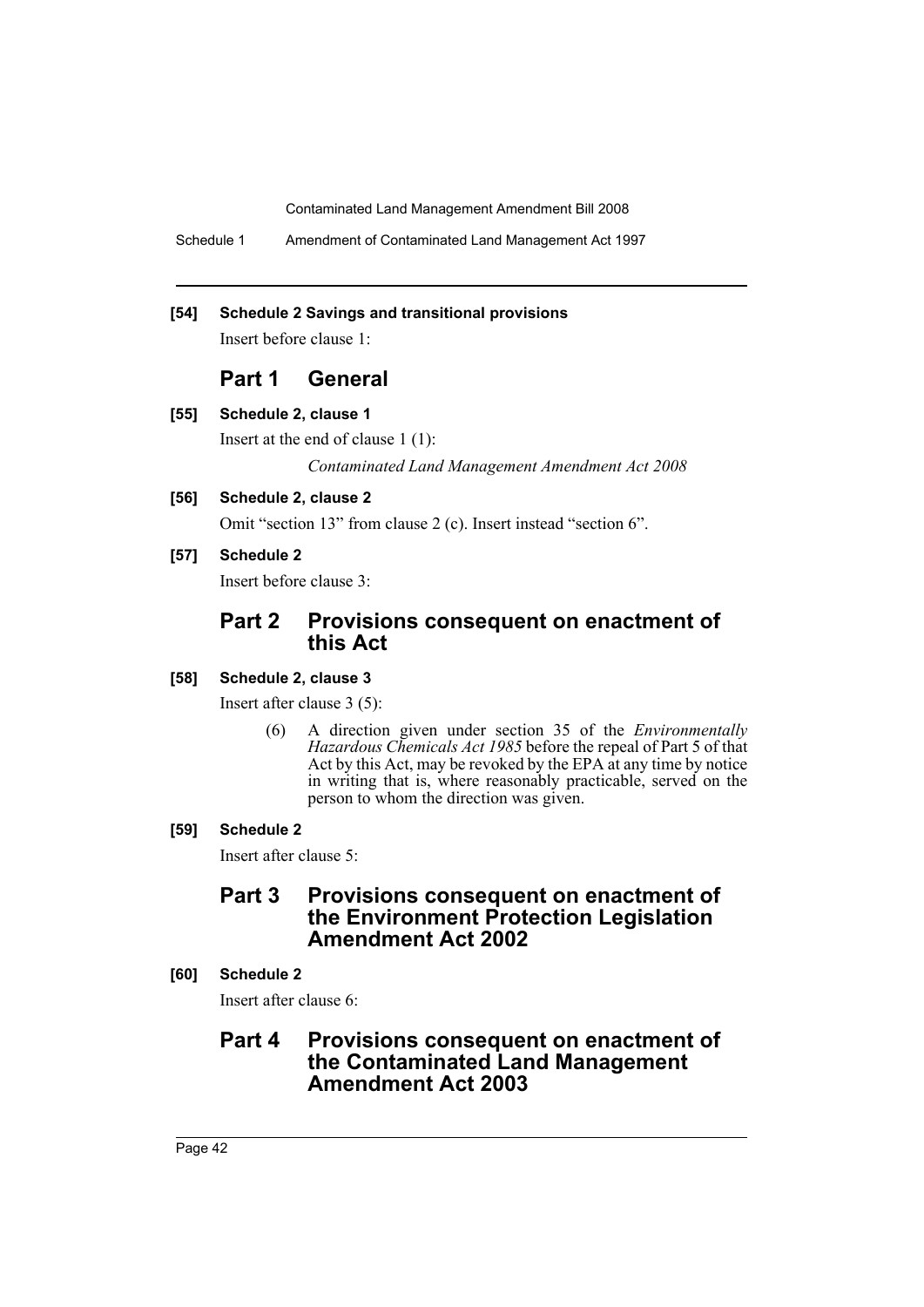**[54] Schedule 2 Savings and transitional provisions**

Insert before clause 1:

## Part 1 General

**[55] Schedule 2, clause 1**

Insert at the end of clause 1 (1):

*Contaminated Land Management Amendment Act 2008*

**[56] Schedule 2, clause 2**

Omit "section 13" from clause 2 (c). Insert instead "section 6".

**[57] Schedule 2**

Insert before clause 3:

## Part 2 Provisions consequent on enactment of this Act

**[58] Schedule 2, clause 3**

Insert after clause 3 (5):

(6) A direction given under section 35 of the *Environmentally Hazardous Chemicals Act 1985* before the repeal of Part 5 of that Act by this Act, may be revoked by the EPA at any time by notice in writing that is, where reasonably practicable, served on the person to whom the direction was given.

**[59] Schedule 2**

Insert after clause 5:

## Part 3 Provisions consequent on enactment of the Environment Protection Legislation Amendment Act 2002

**[60] Schedule 2**

Insert after clause 6:

## Part 4 Provisions consequent on enactment of the Contaminated Land Management Amendment Act 2003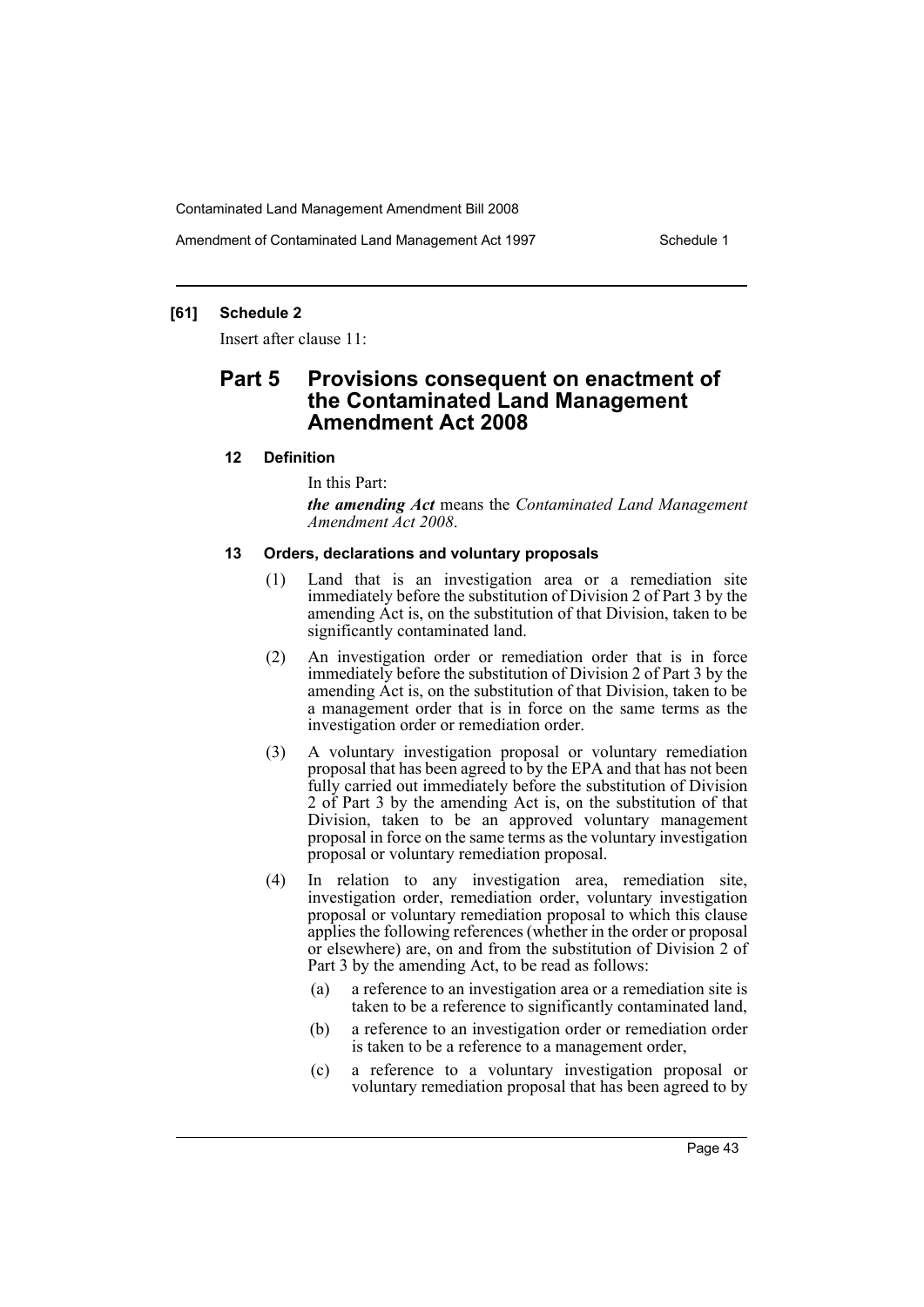**[61] Schedule 2**

Insert after clause 11:

## Part 5 Provisions consequent on enactment of the Contaminated Land Management Amendment Act 2008

### 12 Definition

In this Part:

***the amending Act*** means the *Contaminated Land Management Amendment Act 2008*.

### 13 Orders, declarations and voluntary proposals

(1) Land that is an investigation area or a remediation site immediately before the substitution of Division 2 of Part 3 by the amending Act is, on the substitution of that Division, taken to be significantly contaminated land.

(2) An investigation order or remediation order that is in force immediately before the substitution of Division 2 of Part 3 by the amending Act is, on the substitution of that Division, taken to be a management order that is in force on the same terms as the investigation order or remediation order.

(3) A voluntary investigation proposal or voluntary remediation proposal that has been agreed to by the EPA and that has not been fully carried out immediately before the substitution of Division 2 of Part 3 by the amending Act is, on the substitution of that Division, taken to be an approved voluntary management proposal in force on the same terms as the voluntary investigation proposal or voluntary remediation proposal.

(4) In relation to any investigation area, remediation site, investigation order, remediation order, voluntary investigation proposal or voluntary remediation proposal to which this clause applies the following references (whether in the order or proposal or elsewhere) are, on and from the substitution of Division 2 of Part 3 by the amending Act, to be read as follows:

(a) a reference to an investigation area or a remediation site is taken to be a reference to significantly contaminated land,

(b) a reference to an investigation order or remediation order is taken to be a reference to a management order,

(c) a reference to a voluntary investigation proposal or voluntary remediation proposal that has been agreed to by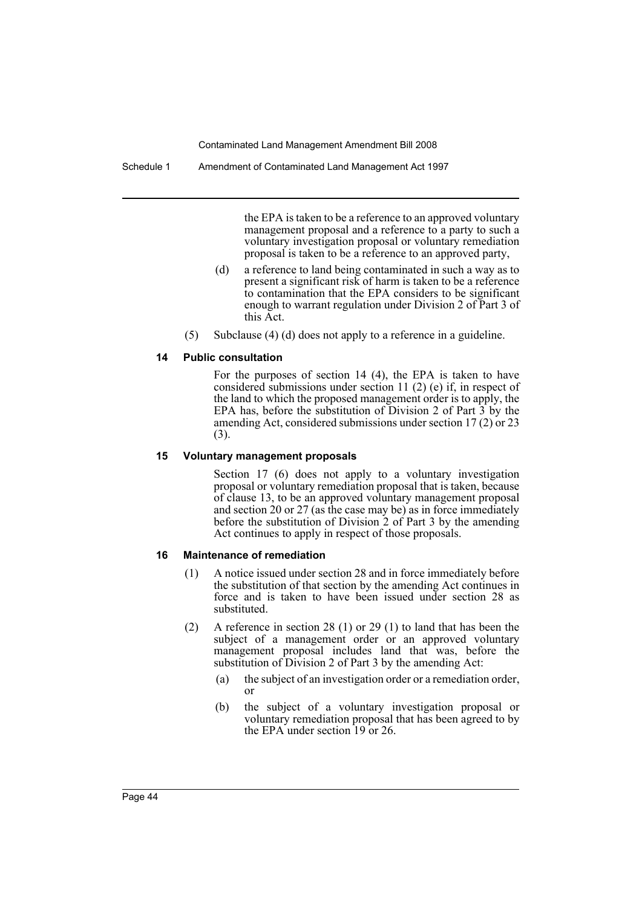the EPA is taken to be a reference to an approved voluntary management proposal and a reference to a party to such a voluntary investigation proposal or voluntary remediation proposal is taken to be a reference to an approved party,

(d) a reference to land being contaminated in such a way as to present a significant risk of harm is taken to be a reference to contamination that the EPA considers to be significant enough to warrant regulation under Division 2 of Part 3 of this Act.

(5) Subclause (4) (d) does not apply to a reference in a guideline.

#### 14 Public consultation

For the purposes of section 14 (4), the EPA is taken to have considered submissions under section 11 (2) (e) if, in respect of the land to which the proposed management order is to apply, the EPA has, before the substitution of Division 2 of Part 3 by the amending Act, considered submissions under section 17 (2) or 23 (3).

#### 15 Voluntary management proposals

Section 17 (6) does not apply to a voluntary investigation proposal or voluntary remediation proposal that is taken, because of clause 13, to be an approved voluntary management proposal and section 20 or 27 (as the case may be) as in force immediately before the substitution of Division 2 of Part 3 by the amending Act continues to apply in respect of those proposals.

#### 16 Maintenance of remediation

(1) A notice issued under section 28 and in force immediately before the substitution of that section by the amending Act continues in force and is taken to have been issued under section 28 as substituted.

(2) A reference in section 28 (1) or 29 (1) to land that has been the subject of a management order or an approved voluntary management proposal includes land that was, before the substitution of Division 2 of Part 3 by the amending Act:

(a) the subject of an investigation order or a remediation order, or

(b) the subject of a voluntary investigation proposal or voluntary remediation proposal that has been agreed to by the EPA under section 19 or 26.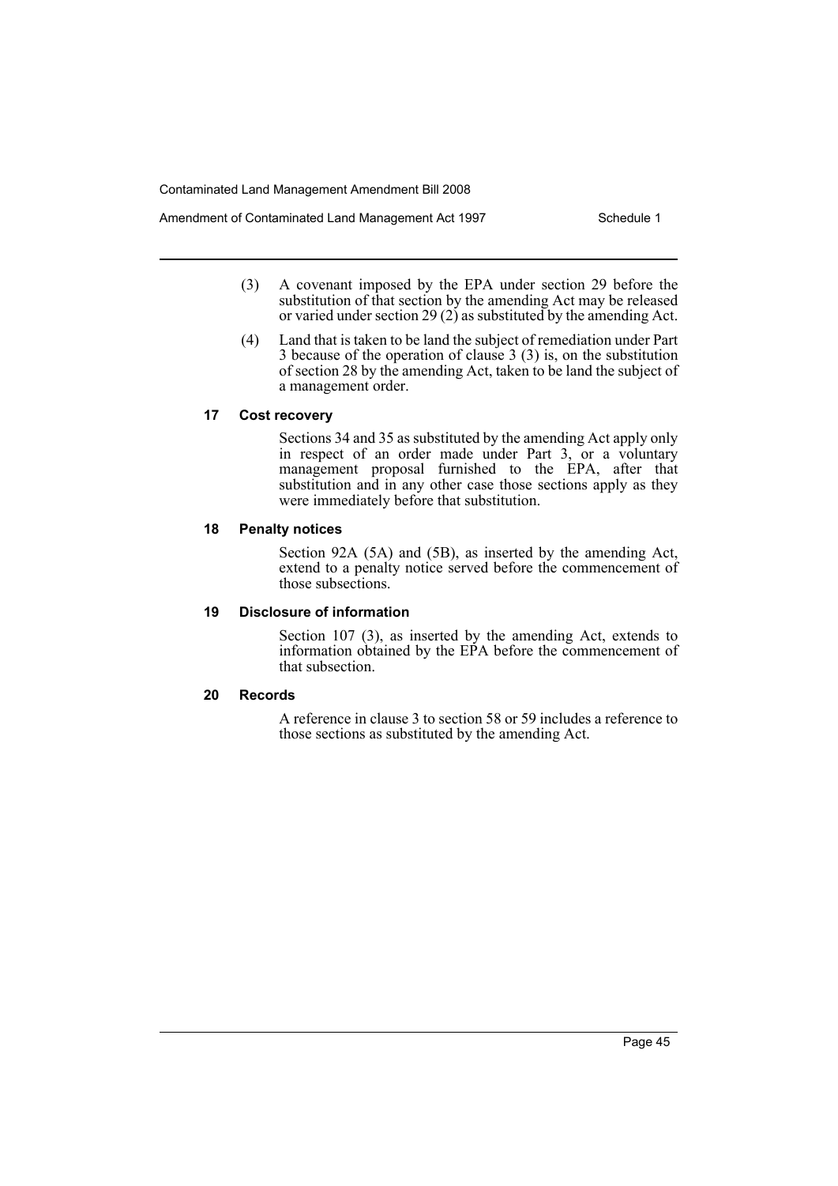(3) A covenant imposed by the EPA under section 29 before the substitution of that section by the amending Act may be released or varied under section 29 (2) as substituted by the amending Act.

(4) Land that is taken to be land the subject of remediation under Part 3 because of the operation of clause 3 (3) is, on the substitution of section 28 by the amending Act, taken to be land the subject of a management order.

#### 17 Cost recovery

Sections 34 and 35 as substituted by the amending Act apply only in respect of an order made under Part 3, or a voluntary management proposal furnished to the EPA, after that substitution and in any other case those sections apply as they were immediately before that substitution.

#### 18 Penalty notices

Section 92A (5A) and (5B), as inserted by the amending Act, extend to a penalty notice served before the commencement of those subsections.

#### 19 Disclosure of information

Section 107 (3), as inserted by the amending Act, extends to information obtained by the EPA before the commencement of that subsection.

#### 20 Records

A reference in clause 3 to section 58 or 59 includes a reference to those sections as substituted by the amending Act.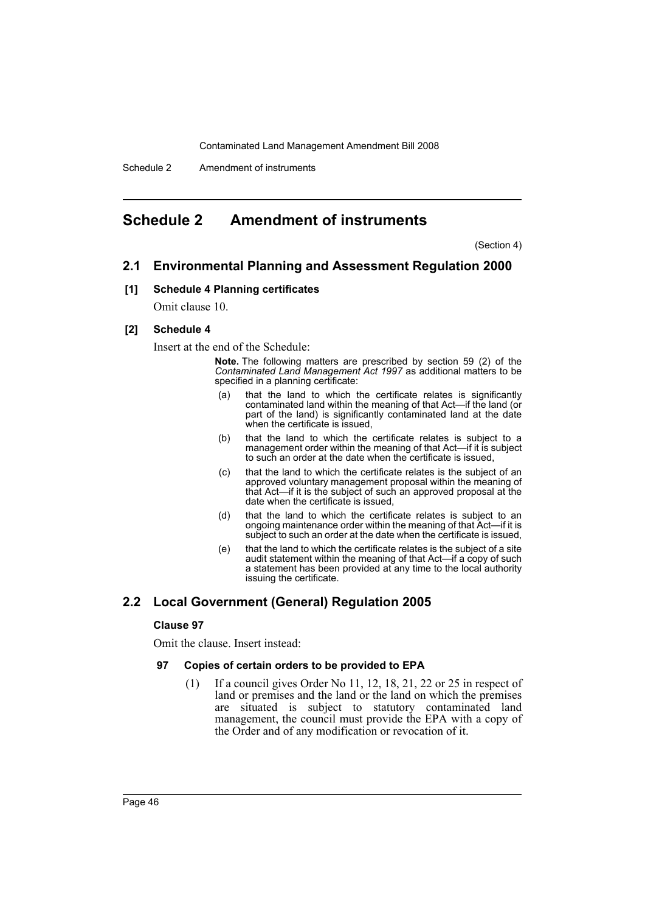# Schedule 2 Amendment of instruments

(Section 4)

## 2.1 Environmental Planning and Assessment Regulation 2000

### [1] Schedule 4 Planning certificates

Omit clause 10.

### [2] Schedule 4

Insert at the end of the Schedule:

> **Note.** The following matters are prescribed by section 59 (2) of the *Contaminated Land Management Act 1997* as additional matters to be specified in a planning certificate:
>
> (a) that the land to which the certificate relates is significantly contaminated land within the meaning of that Act—if the land (or part of the land) is significantly contaminated land at the date when the certificate is issued,
>
> (b) that the land to which the certificate relates is subject to a management order within the meaning of that Act—if it is subject to such an order at the date when the certificate is issued,
>
> (c) that the land to which the certificate relates is the subject of an approved voluntary management proposal within the meaning of that Act—if it is the subject of such an approved proposal at the date when the certificate is issued,
>
> (d) that the land to which the certificate relates is subject to an ongoing maintenance order within the meaning of that Act—if it is subject to such an order at the date when the certificate is issued,
>
> (e) that the land to which the certificate relates is the subject of a site audit statement within the meaning of that Act—if a copy of such a statement has been provided at any time to the local authority issuing the certificate.

## 2.2 Local Government (General) Regulation 2005

### Clause 97

Omit the clause. Insert instead:

#### 97 Copies of certain orders to be provided to EPA

(1) If a council gives Order No 11, 12, 18, 21, 22 or 25 in respect of land or premises and the land or the land on which the premises are situated is subject to statutory contaminated land management, the council must provide the EPA with a copy of the Order and of any modification or revocation of it.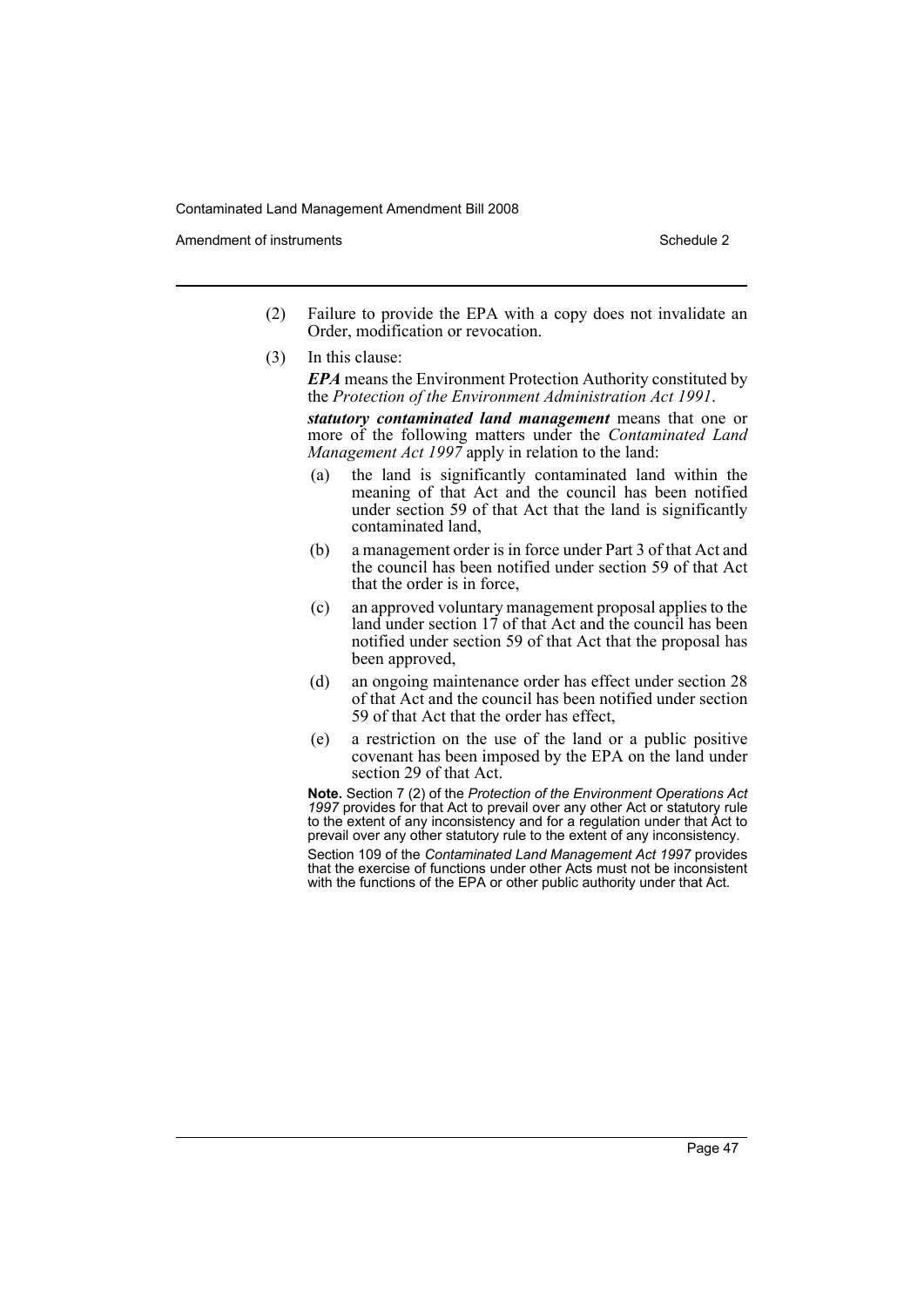(2) Failure to provide the EPA with a copy does not invalidate an Order, modification or revocation.

(3) In this clause:

***EPA*** means the Environment Protection Authority constituted by the *Protection of the Environment Administration Act 1991*.

***statutory contaminated land management*** means that one or more of the following matters under the *Contaminated Land Management Act 1997* apply in relation to the land:

- (a) the land is significantly contaminated land within the meaning of that Act and the council has been notified under section 59 of that Act that the land is significantly contaminated land,
- (b) a management order is in force under Part 3 of that Act and the council has been notified under section 59 of that Act that the order is in force,
- (c) an approved voluntary management proposal applies to the land under section 17 of that Act and the council has been notified under section 59 of that Act that the proposal has been approved,
- (d) an ongoing maintenance order has effect under section 28 of that Act and the council has been notified under section 59 of that Act that the order has effect,
- (e) a restriction on the use of the land or a public positive covenant has been imposed by the EPA on the land under section 29 of that Act.

**Note.** Section 7 (2) of the *Protection of the Environment Operations Act 1997* provides for that Act to prevail over any other Act or statutory rule to the extent of any inconsistency and for a regulation under that Act to prevail over any other statutory rule to the extent of any inconsistency.

Section 109 of the *Contaminated Land Management Act 1997* provides that the exercise of functions under other Acts must not be inconsistent with the functions of the EPA or other public authority under that Act.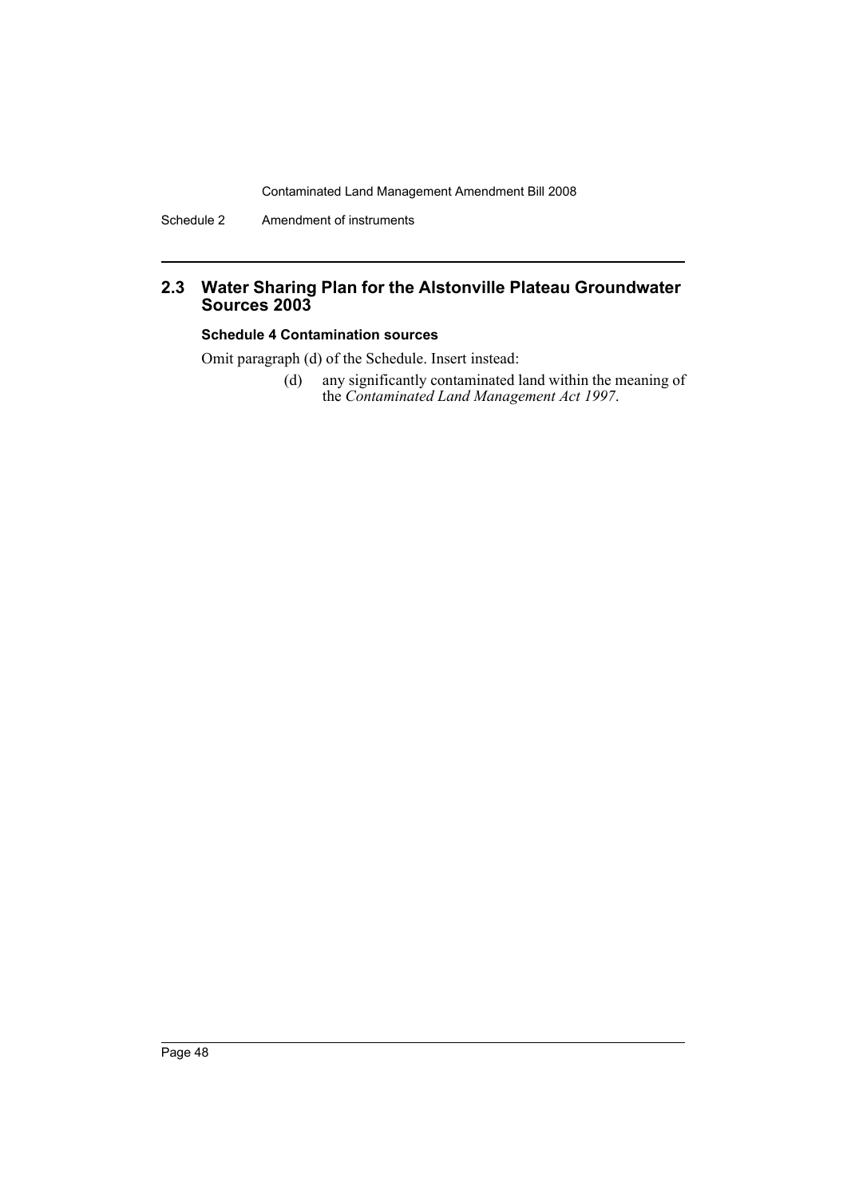## 2.3 Water Sharing Plan for the Alstonville Plateau Groundwater Sources 2003

### Schedule 4 Contamination sources

Omit paragraph (d) of the Schedule. Insert instead:

(d) any significantly contaminated land within the meaning of the *Contaminated Land Management Act 1997*.